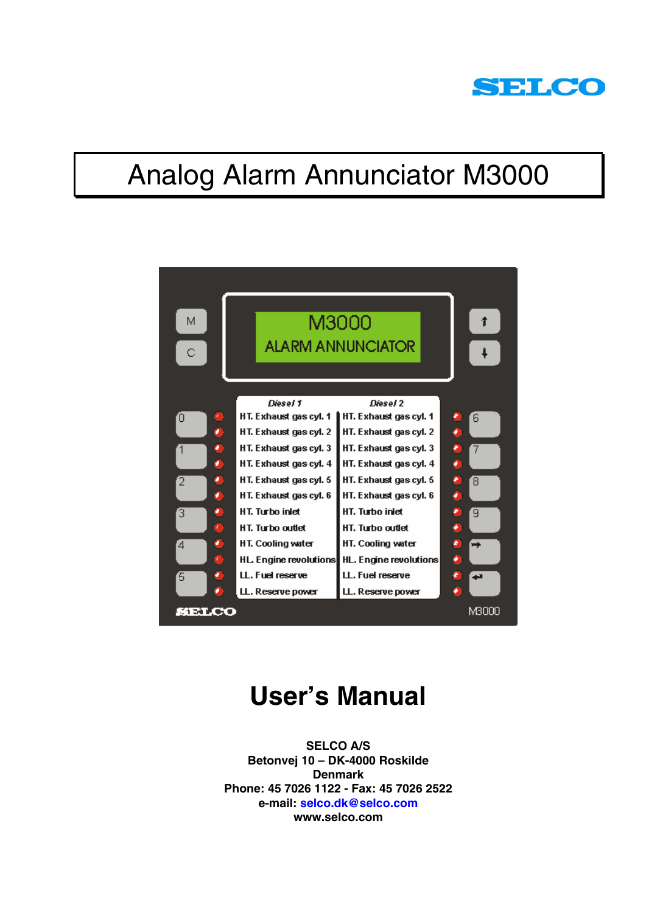SELCO

# Analog Alarm Annunciator M3000

| M | M3000<br>ALARM ANNUNCIATOR | ↑ |
|---|---|---|
| C | | ↓ |

| | *Diesel 1* | *Diesel 2* | |
|---|---|---|---|
| 0 | HT. Exhaust gas cyl. 1 | HT. Exhaust gas cyl. 1 | 6 |
| | HT. Exhaust gas cyl. 2 | HT. Exhaust gas cyl. 2 | |
| 1 | HT. Exhaust gas cyl. 3 | HT. Exhaust gas cyl. 3 | 7 |
| | HT. Exhaust gas cyl. 4 | HT. Exhaust gas cyl. 4 | |
| 2 | HT. Exhaust gas cyl. 5 | HT. Exhaust gas cyl. 5 | 8 |
| | HT. Exhaust gas cyl. 6 | HT. Exhaust gas cyl. 6 | |
| 3 | HT. Turbo inlet | HT. Turbo inlet | 9 |
| | HT. Turbo outlet | HT. Turbo outlet | |
| 4 | HT. Cooling water | HT. Cooling water | → |
| | HL. Engine revolutions | HL. Engine revolutions | |
| 5 | LL. Fuel reserve | LL. Fuel reserve | ↵ |
| | LL. Reserve power | LL. Reserve power | |

SELCO M3000

# User's Manual

**SELCO A/S**
**Betonvej 10 – DK-4000 Roskilde**
**Denmark**
**Phone: 45 7026 1122 - Fax: 45 7026 2522**
**e-mail: selco.dk@selco.com**
**www.selco.com**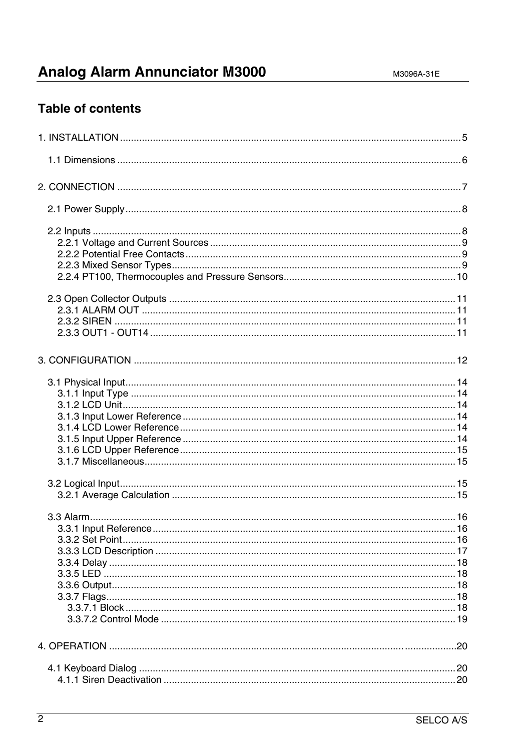## Table of contents

1. INSTALLATION ........ 5

   1.1 Dimensions ........ 6

2. CONNECTION ........ 7

   2.1 Power Supply ........ 8

   2.2 Inputs ........ 8
      2.2.1 Voltage and Current Sources ........ 9
      2.2.2 Potential Free Contacts ........ 9
      2.2.3 Mixed Sensor Types ........ 9
      2.2.4 PT100, Thermocouples and Pressure Sensors ........ 10

   2.3 Open Collector Outputs ........ 11
      2.3.1 ALARM OUT ........ 11
      2.3.2 SIREN ........ 11
      2.3.3 OUT1 - OUT14 ........ 11

3. CONFIGURATION ........ 12

   3.1 Physical Input ........ 14
      3.1.1 Input Type ........ 14
      3.1.2 LCD Unit ........ 14
      3.1.3 Input Lower Reference ........ 14
      3.1.4 LCD Lower Reference ........ 14
      3.1.5 Input Upper Reference ........ 14
      3.1.6 LCD Upper Reference ........ 15
      3.1.7 Miscellaneous ........ 15

   3.2 Logical Input ........ 15
      3.2.1 Average Calculation ........ 15

   3.3 Alarm ........ 16
      3.3.1 Input Reference ........ 16
      3.3.2 Set Point ........ 16
      3.3.3 LCD Description ........ 17
      3.3.4 Delay ........ 18
      3.3.5 LED ........ 18
      3.3.6 Output ........ 18
      3.3.7 Flags ........ 18
         3.3.7.1 Block ........ 18
         3.3.7.2 Control Mode ........ 19

4. OPERATION ........ 20

   4.1 Keyboard Dialog ........ 20
      4.1.1 Siren Deactivation ........ 20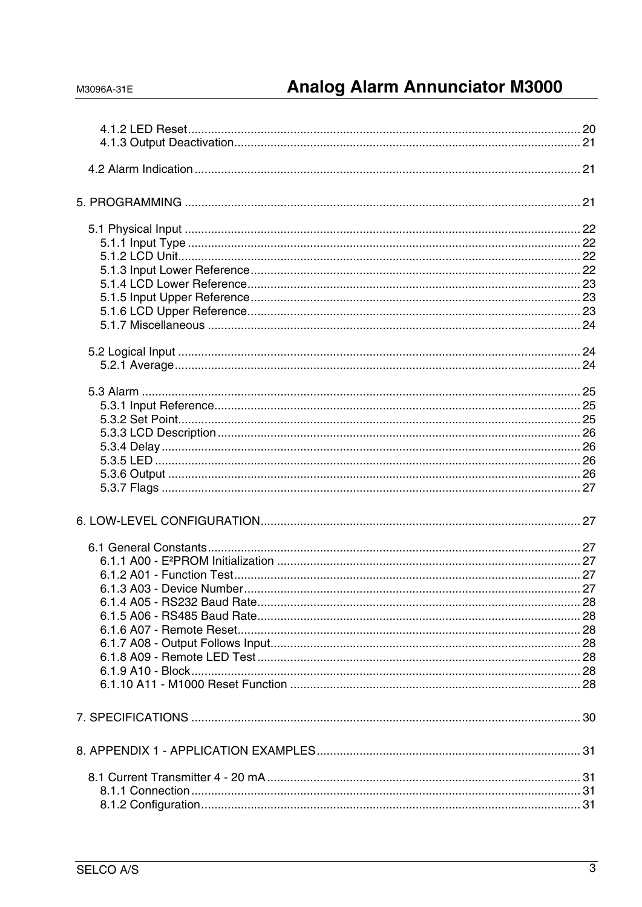4.1.2 LED Reset ..... 20
4.1.3 Output Deactivation ..... 21

4.2 Alarm Indication ..... 21

5. PROGRAMMING ..... 21

5.1 Physical Input ..... 22
5.1.1 Input Type ..... 22
5.1.2 LCD Unit ..... 22
5.1.3 Input Lower Reference ..... 22
5.1.4 LCD Lower Reference ..... 23
5.1.5 Input Upper Reference ..... 23
5.1.6 LCD Upper Reference ..... 23
5.1.7 Miscellaneous ..... 24

5.2 Logical Input ..... 24
5.2.1 Average ..... 24

5.3 Alarm ..... 25
5.3.1 Input Reference ..... 25
5.3.2 Set Point ..... 25
5.3.3 LCD Description ..... 26
5.3.4 Delay ..... 26
5.3.5 LED ..... 26
5.3.6 Output ..... 26
5.3.7 Flags ..... 27

6. LOW-LEVEL CONFIGURATION ..... 27

6.1 General Constants ..... 27
6.1.1 A00 - E²PROM Initialization ..... 27
6.1.2 A01 - Function Test ..... 27
6.1.3 A03 - Device Number ..... 27
6.1.4 A05 - RS232 Baud Rate ..... 28
6.1.5 A06 - RS485 Baud Rate ..... 28
6.1.6 A07 - Remote Reset ..... 28
6.1.7 A08 - Output Follows Input ..... 28
6.1.8 A09 - Remote LED Test ..... 28
6.1.9 A10 - Block ..... 28
6.1.10 A11 - M1000 Reset Function ..... 28

7. SPECIFICATIONS ..... 30

8. APPENDIX 1 - APPLICATION EXAMPLES ..... 31

8.1 Current Transmitter 4 - 20 mA ..... 31
8.1.1 Connection ..... 31
8.1.2 Configuration ..... 31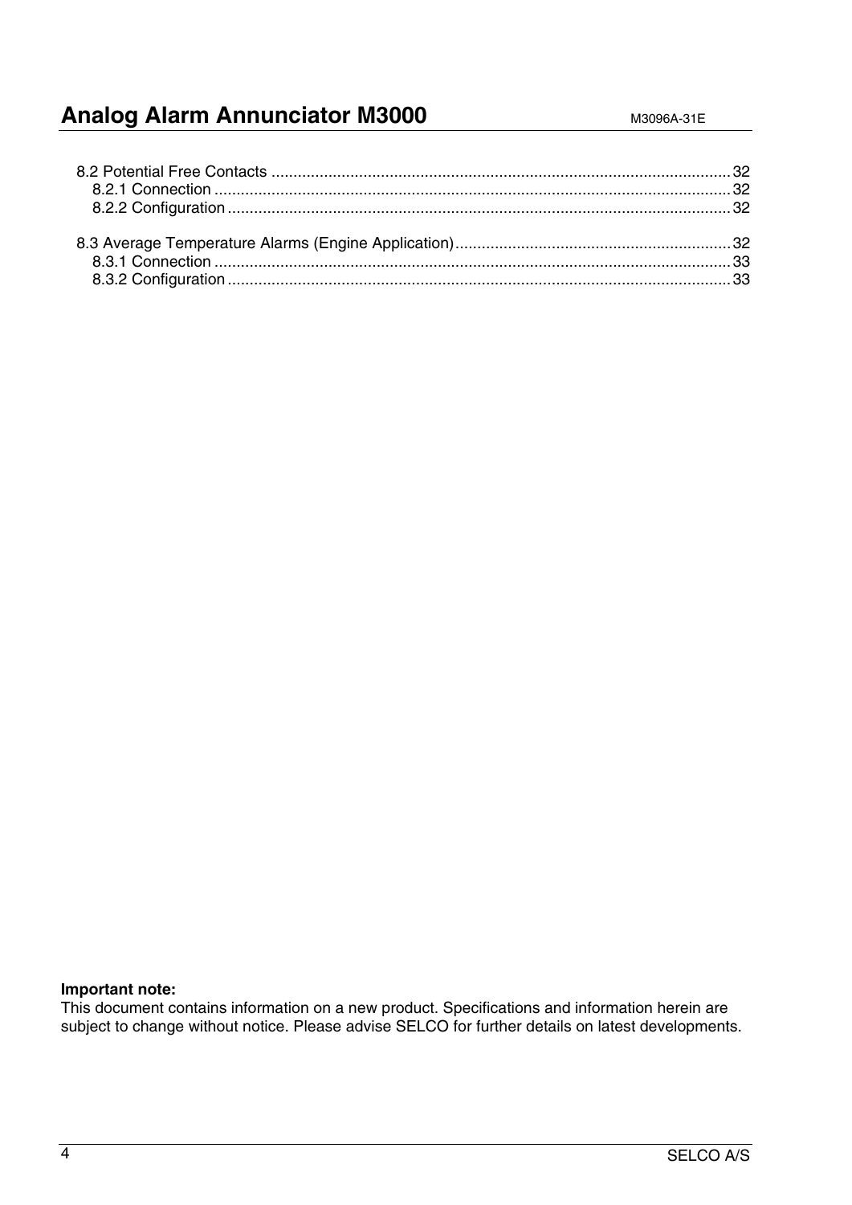8.2 Potential Free Contacts ........................................................................................................ 32
    8.2.1 Connection ..................................................................................................................... 32
    8.2.2 Configuration .................................................................................................................. 32

8.3 Average Temperature Alarms (Engine Application)............................................................... 32
    8.3.1 Connection ..................................................................................................................... 33
    8.3.2 Configuration .................................................................................................................. 33

**Important note:**
This document contains information on a new product. Specifications and information herein are subject to change without notice. Please advise SELCO for further details on latest developments.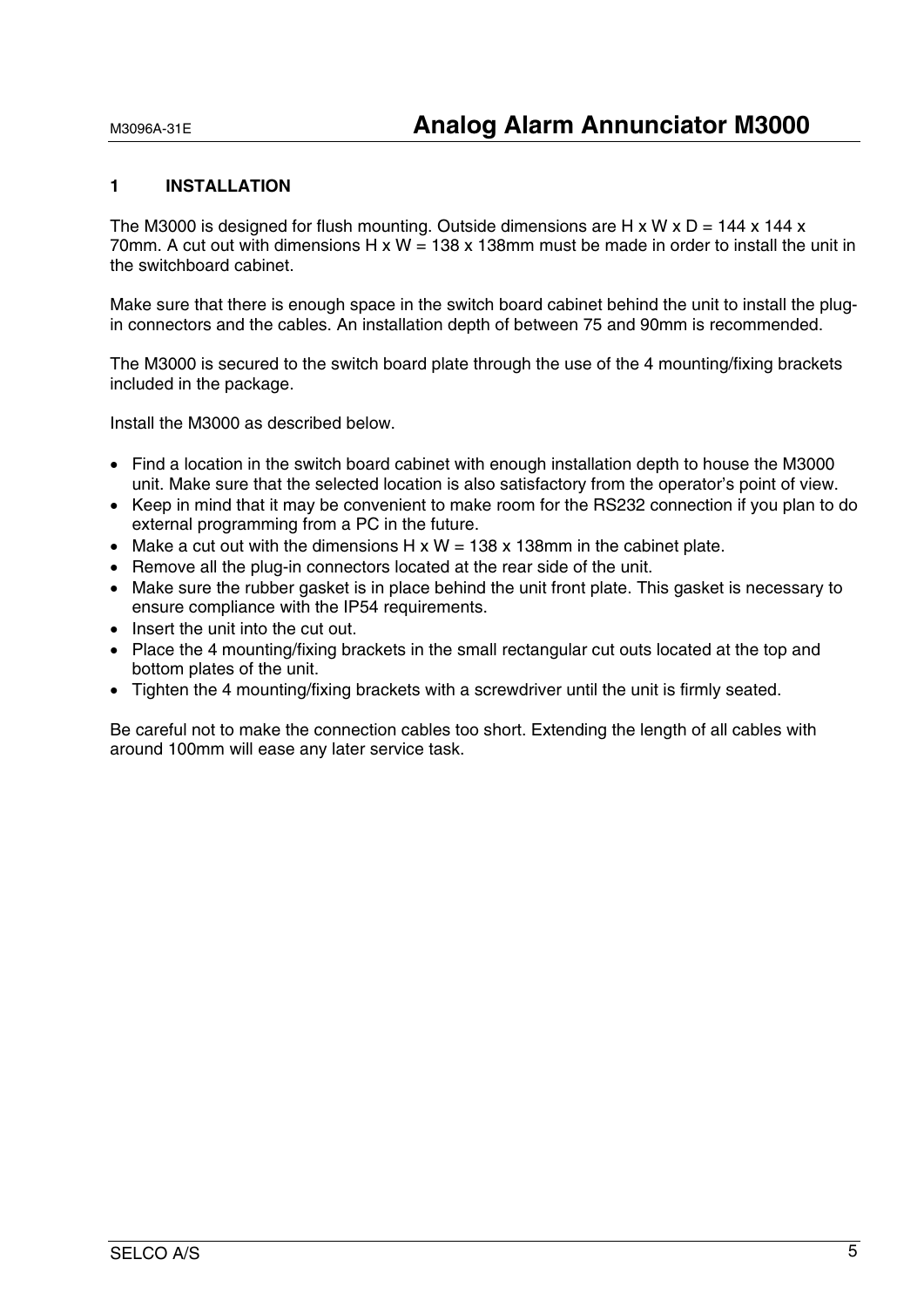# 1 INSTALLATION

The M3000 is designed for flush mounting. Outside dimensions are H x W x D = 144 x 144 x 70mm. A cut out with dimensions H x W = 138 x 138mm must be made in order to install the unit in the switchboard cabinet.

Make sure that there is enough space in the switch board cabinet behind the unit to install the plug-in connectors and the cables. An installation depth of between 75 and 90mm is recommended.

The M3000 is secured to the switch board plate through the use of the 4 mounting/fixing brackets included in the package.

Install the M3000 as described below.

- Find a location in the switch board cabinet with enough installation depth to house the M3000 unit. Make sure that the selected location is also satisfactory from the operator's point of view.
- Keep in mind that it may be convenient to make room for the RS232 connection if you plan to do external programming from a PC in the future.
- Make a cut out with the dimensions H x W = 138 x 138mm in the cabinet plate.
- Remove all the plug-in connectors located at the rear side of the unit.
- Make sure the rubber gasket is in place behind the unit front plate. This gasket is necessary to ensure compliance with the IP54 requirements.
- Insert the unit into the cut out.
- Place the 4 mounting/fixing brackets in the small rectangular cut outs located at the top and bottom plates of the unit.
- Tighten the 4 mounting/fixing brackets with a screwdriver until the unit is firmly seated.

Be careful not to make the connection cables too short. Extending the length of all cables with around 100mm will ease any later service task.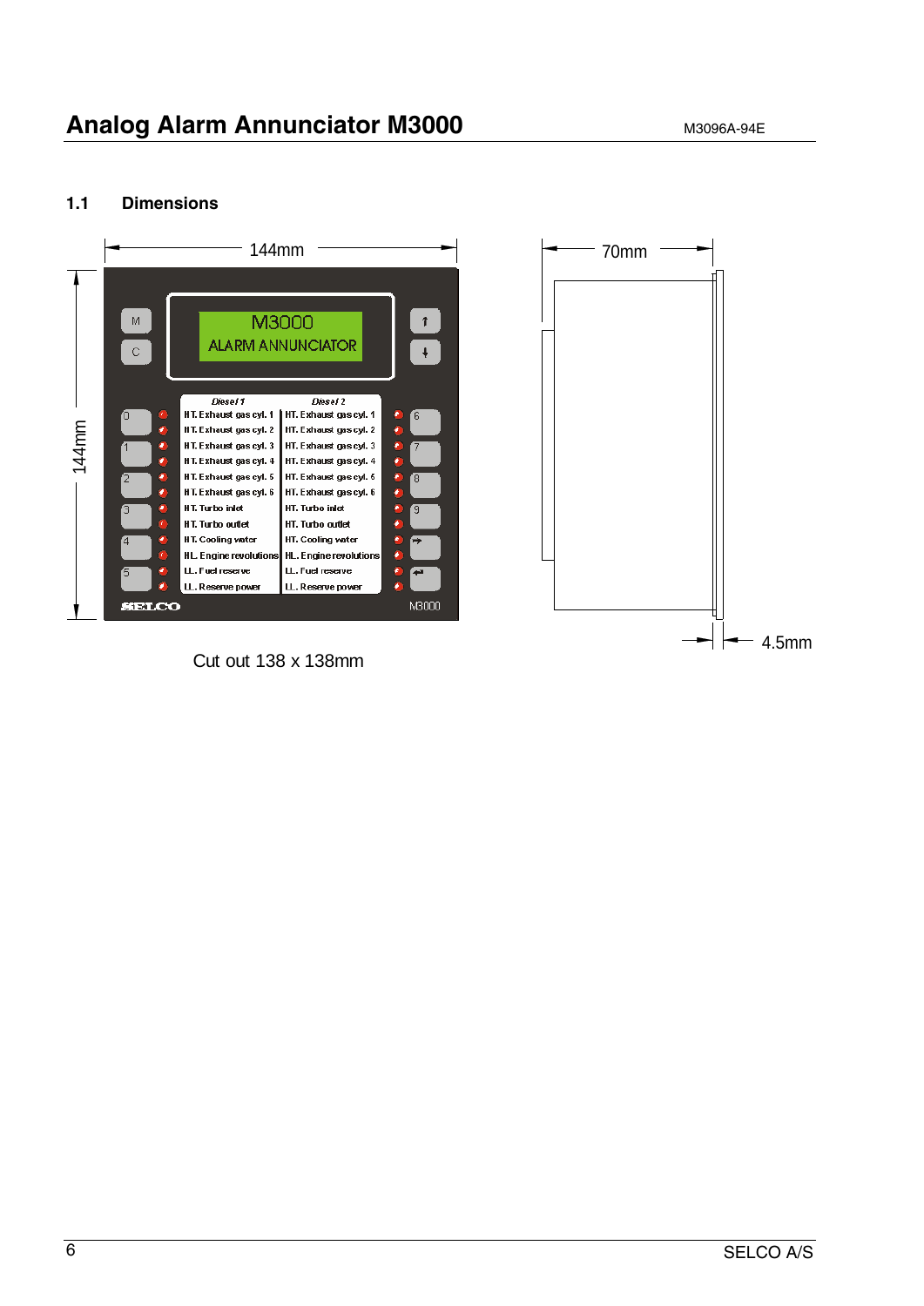## 1.1 Dimensions

Cut out 138 x 138mm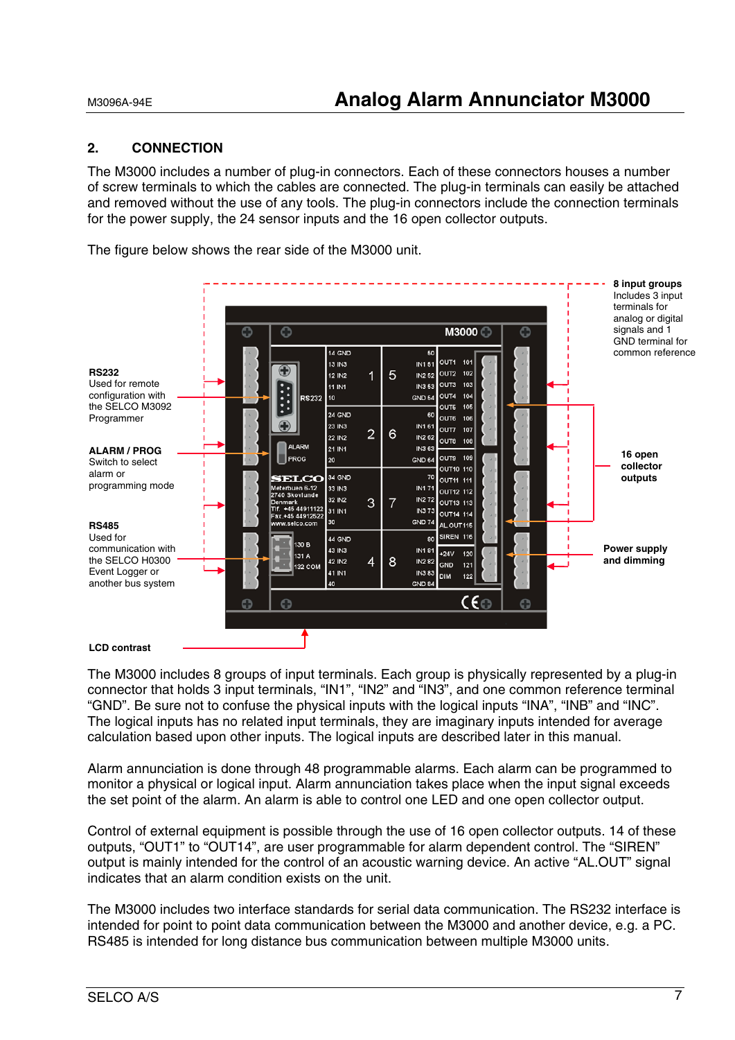## 2. CONNECTION

The M3000 includes a number of plug-in connectors. Each of these connectors houses a number of screw terminals to which the cables are connected. The plug-in terminals can easily be attached and removed without the use of any tools. The plug-in connectors include the connection terminals for the power supply, the 24 sensor inputs and the 16 open collector outputs.

The figure below shows the rear side of the M3000 unit.

**RS232**
Used for remote configuration with the SELCO M3092 Programmer

**ALARM / PROG**
Switch to select alarm or programming mode

**RS485**
Used for communication with the SELCO H0300 Event Logger or another bus system

**LCD contrast**

**8 input groups**
Includes 3 input terminals for analog or digital signals and 1 GND terminal for common reference

**16 open collector outputs**

**Power supply and dimming**

The M3000 includes 8 groups of input terminals. Each group is physically represented by a plug-in connector that holds 3 input terminals, “IN1”, “IN2” and “IN3”, and one common reference terminal “GND”. Be sure not to confuse the physical inputs with the logical inputs “INA”, “INB” and “INC”. The logical inputs has no related input terminals, they are imaginary inputs intended for average calculation based upon other inputs. The logical inputs are described later in this manual.

Alarm annunciation is done through 48 programmable alarms. Each alarm can be programmed to monitor a physical or logical input. Alarm annunciation takes place when the input signal exceeds the set point of the alarm. An alarm is able to control one LED and one open collector output.

Control of external equipment is possible through the use of 16 open collector outputs. 14 of these outputs, “OUT1” to “OUT14”, are user programmable for alarm dependent control. The “SIREN” output is mainly intended for the control of an acoustic warning device. An active “AL.OUT” signal indicates that an alarm condition exists on the unit.

The M3000 includes two interface standards for serial data communication. The RS232 interface is intended for point to point data communication between the M3000 and another device, e.g. a PC. RS485 is intended for long distance bus communication between multiple M3000 units.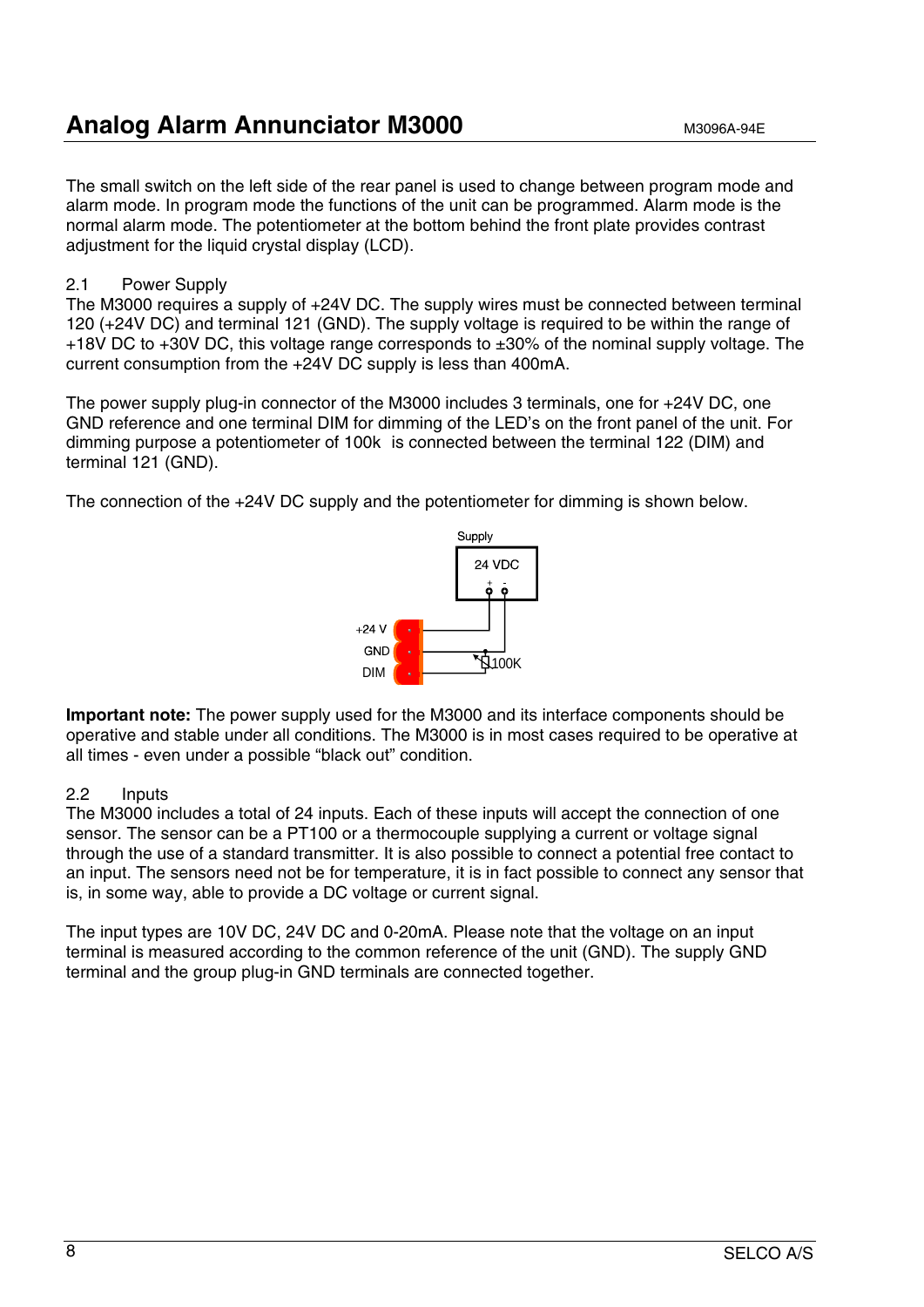The small switch on the left side of the rear panel is used to change between program mode and alarm mode. In program mode the functions of the unit can be programmed. Alarm mode is the normal alarm mode. The potentiometer at the bottom behind the front plate provides contrast adjustment for the liquid crystal display (LCD).

## 2.1 Power Supply

The M3000 requires a supply of +24V DC. The supply wires must be connected between terminal 120 (+24V DC) and terminal 121 (GND). The supply voltage is required to be within the range of +18V DC to +30V DC, this voltage range corresponds to ±30% of the nominal supply voltage. The current consumption from the +24V DC supply is less than 400mA.

The power supply plug-in connector of the M3000 includes 3 terminals, one for +24V DC, one GND reference and one terminal DIM for dimming of the LED's on the front panel of the unit. For dimming purpose a potentiometer of 100k is connected between the terminal 122 (DIM) and terminal 121 (GND).

The connection of the +24V DC supply and the potentiometer for dimming is shown below.

Supply

24 VDC

+24 V

GND

DIM

100K

**Important note:** The power supply used for the M3000 and its interface components should be operative and stable under all conditions. The M3000 is in most cases required to be operative at all times - even under a possible "black out" condition.

## 2.2 Inputs

The M3000 includes a total of 24 inputs. Each of these inputs will accept the connection of one sensor. The sensor can be a PT100 or a thermocouple supplying a current or voltage signal through the use of a standard transmitter. It is also possible to connect a potential free contact to an input. The sensors need not be for temperature, it is in fact possible to connect any sensor that is, in some way, able to provide a DC voltage or current signal.

The input types are 10V DC, 24V DC and 0-20mA. Please note that the voltage on an input terminal is measured according to the common reference of the unit (GND). The supply GND terminal and the group plug-in GND terminals are connected together.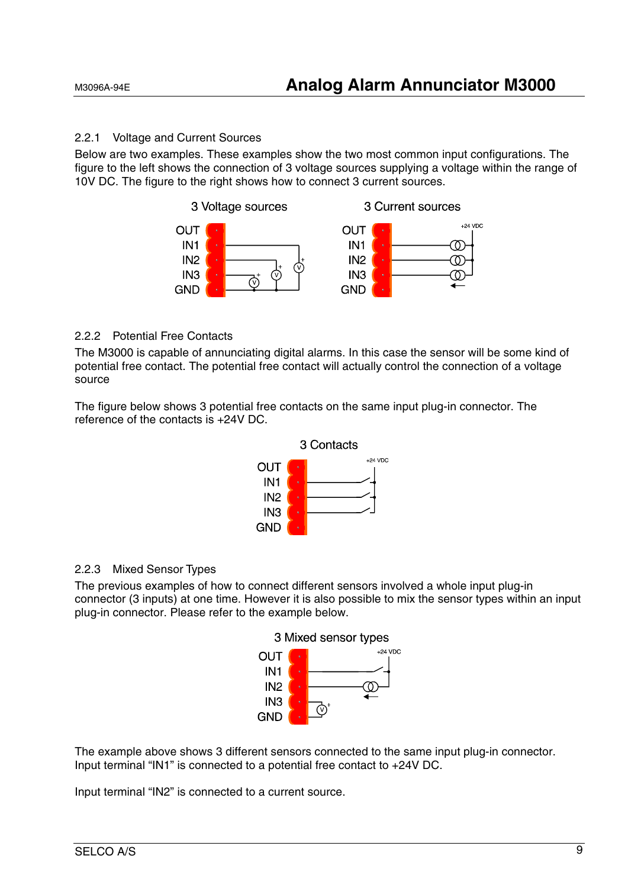### 2.2.1 Voltage and Current Sources

Below are two examples. These examples show the two most common input configurations. The figure to the left shows the connection of 3 voltage sources supplying a voltage within the range of 10V DC. The figure to the right shows how to connect 3 current sources.

3 Voltage sources

OUT
IN1
IN2
IN3
GND

3 Current sources

+24 VDC

OUT
IN1
IN2
IN3
GND

### 2.2.2 Potential Free Contacts

The M3000 is capable of annunciating digital alarms. In this case the sensor will be some kind of potential free contact. The potential free contact will actually control the connection of a voltage source

The figure below shows 3 potential free contacts on the same input plug-in connector. The reference of the contacts is +24V DC.

3 Contacts

+24 VDC

OUT
IN1
IN2
IN3
GND

### 2.2.3 Mixed Sensor Types

The previous examples of how to connect different sensors involved a whole input plug-in connector (3 inputs) at one time. However it is also possible to mix the sensor types within an input plug-in connector. Please refer to the example below.

3 Mixed sensor types

+24 VDC

OUT
IN1
IN2
IN3
GND

The example above shows 3 different sensors connected to the same input plug-in connector. Input terminal "IN1" is connected to a potential free contact to +24V DC.

Input terminal "IN2" is connected to a current source.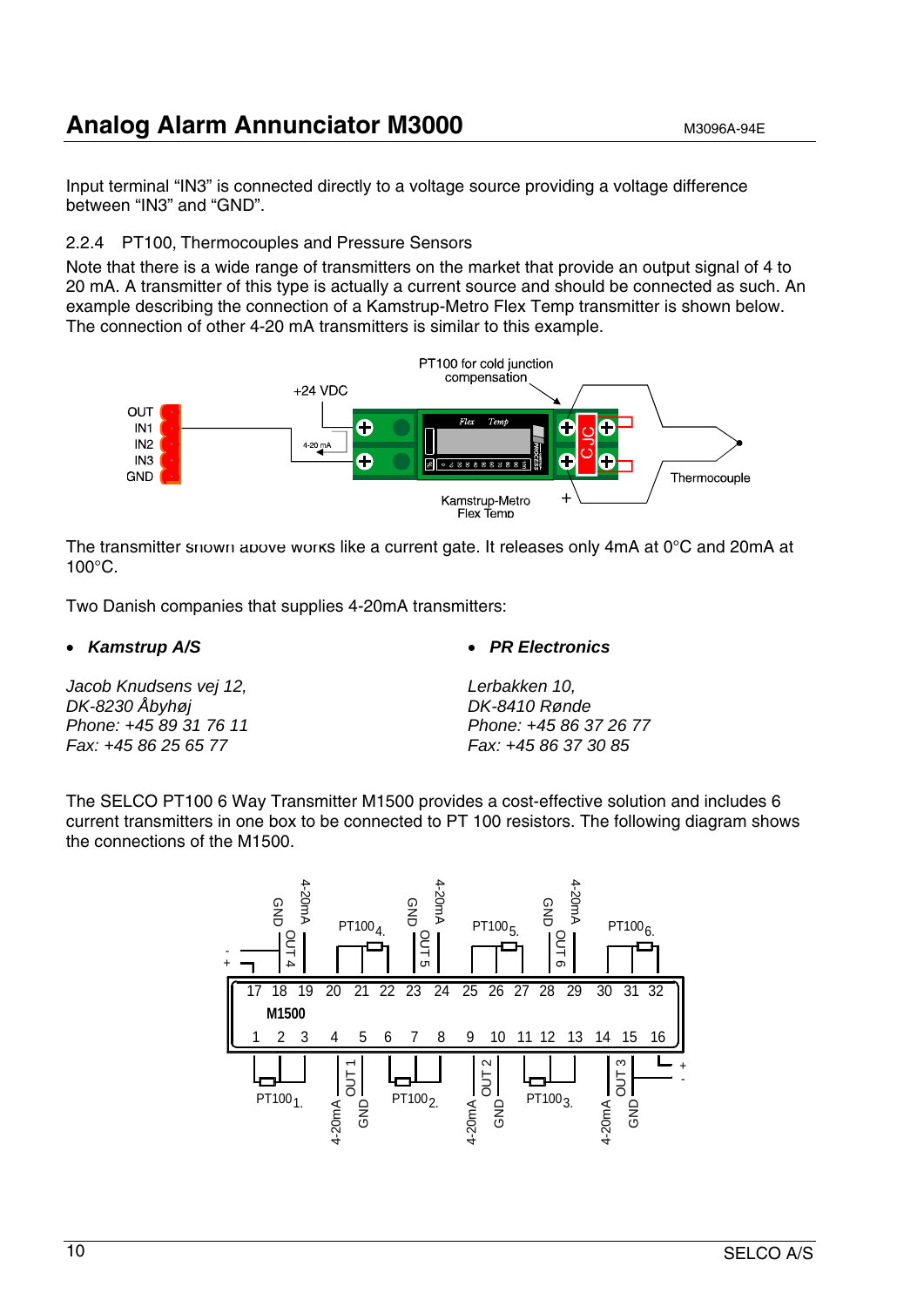Input terminal “IN3” is connected directly to a voltage source providing a voltage difference between “IN3” and “GND”.

### 2.2.4 PT100, Thermocouples and Pressure Sensors

Note that there is a wide range of transmitters on the market that provide an output signal of 4 to 20 mA. A transmitter of this type is actually a current source and should be connected as such. An example describing the connection of a Kamstrup-Metro Flex Temp transmitter is shown below. The connection of other 4-20 mA transmitters is similar to this example.

The transmitter shown above works like a current gate. It releases only 4mA at 0°C and 20mA at 100°C.

Two Danish companies that supplies 4-20mA transmitters:

- ***Kamstrup A/S***

*Jacob Knudsens vej 12,*
*DK-8230 Åbyhøj*
*Phone: +45 89 31 76 11*
*Fax: +45 86 25 65 77*

- ***PR Electronics***

*Lerbakken 10,*
*DK-8410 Rønde*
*Phone: +45 86 37 26 77*
*Fax: +45 86 37 30 85*

The SELCO PT100 6 Way Transmitter M1500 provides a cost-effective solution and includes 6 current transmitters in one box to be connected to PT 100 resistors. The following diagram shows the connections of the M1500.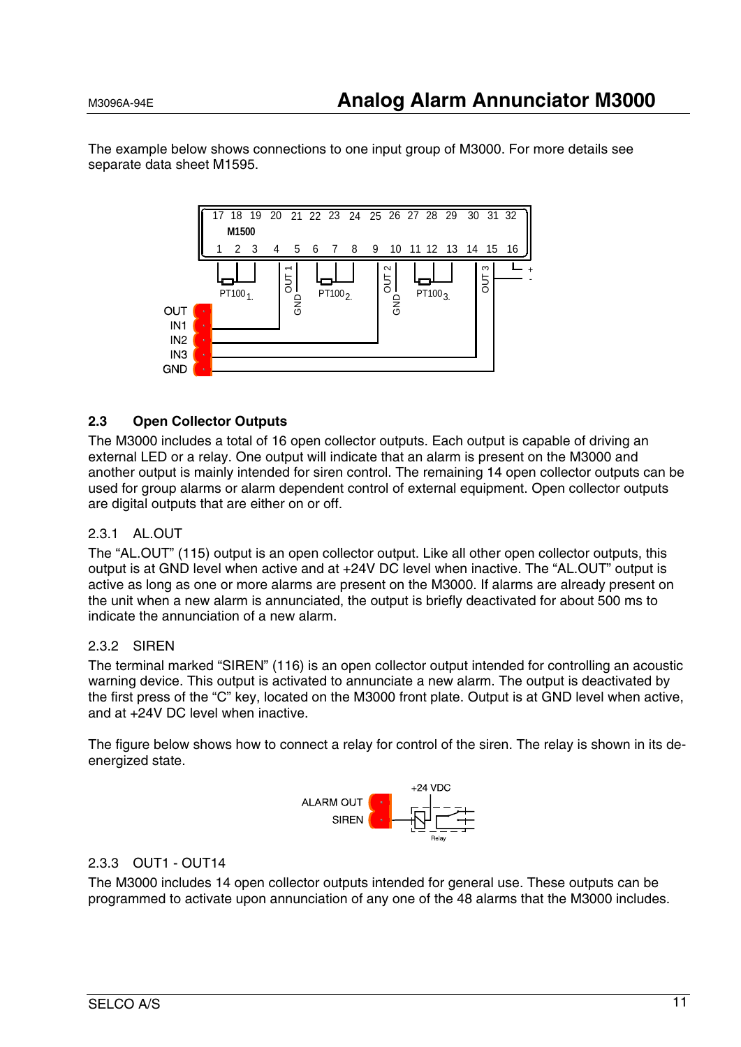The example below shows connections to one input group of M3000. For more details see separate data sheet M1595.

## 2.3 Open Collector Outputs

The M3000 includes a total of 16 open collector outputs. Each output is capable of driving an external LED or a relay. One output will indicate that an alarm is present on the M3000 and another output is mainly intended for siren control. The remaining 14 open collector outputs can be used for group alarms or alarm dependent control of external equipment. Open collector outputs are digital outputs that are either on or off.

### 2.3.1 AL.OUT

The "AL.OUT" (115) output is an open collector output. Like all other open collector outputs, this output is at GND level when active and at +24V DC level when inactive. The "AL.OUT" output is active as long as one or more alarms are present on the M3000. If alarms are already present on the unit when a new alarm is annunciated, the output is briefly deactivated for about 500 ms to indicate the annunciation of a new alarm.

### 2.3.2 SIREN

The terminal marked "SIREN" (116) is an open collector output intended for controlling an acoustic warning device. This output is activated to annunciate a new alarm. The output is deactivated by the first press of the "C" key, located on the M3000 front plate. Output is at GND level when active, and at +24V DC level when inactive.

The figure below shows how to connect a relay for control of the siren. The relay is shown in its de-energized state.

### 2.3.3 OUT1 - OUT14

The M3000 includes 14 open collector outputs intended for general use. These outputs can be programmed to activate upon annunciation of any one of the 48 alarms that the M3000 includes.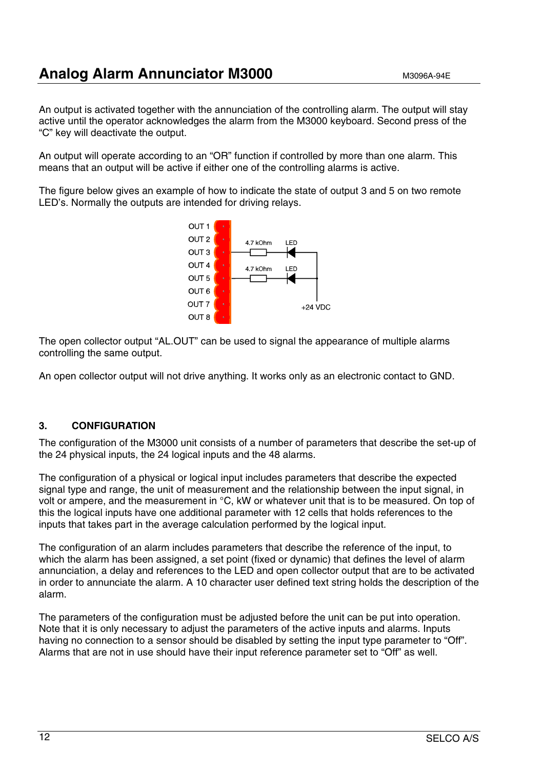An output is activated together with the annunciation of the controlling alarm. The output will stay active until the operator acknowledges the alarm from the M3000 keyboard. Second press of the "C" key will deactivate the output.

An output will operate according to an "OR" function if controlled by more than one alarm. This means that an output will be active if either one of the controlling alarms is active.

The figure below gives an example of how to indicate the state of output 3 and 5 on two remote LED's. Normally the outputs are intended for driving relays.

The open collector output "AL.OUT" can be used to signal the appearance of multiple alarms controlling the same output.

An open collector output will not drive anything. It works only as an electronic contact to GND.

## 3. CONFIGURATION

The configuration of the M3000 unit consists of a number of parameters that describe the set-up of the 24 physical inputs, the 24 logical inputs and the 48 alarms.

The configuration of a physical or logical input includes parameters that describe the expected signal type and range, the unit of measurement and the relationship between the input signal, in volt or ampere, and the measurement in °C, kW or whatever unit that is to be measured. On top of this the logical inputs have one additional parameter with 12 cells that holds references to the inputs that takes part in the average calculation performed by the logical input.

The configuration of an alarm includes parameters that describe the reference of the input, to which the alarm has been assigned, a set point (fixed or dynamic) that defines the level of alarm annunciation, a delay and references to the LED and open collector output that are to be activated in order to annunciate the alarm. A 10 character user defined text string holds the description of the alarm.

The parameters of the configuration must be adjusted before the unit can be put into operation. Note that it is only necessary to adjust the parameters of the active inputs and alarms. Inputs having no connection to a sensor should be disabled by setting the input type parameter to "Off". Alarms that are not in use should have their input reference parameter set to "Off" as well.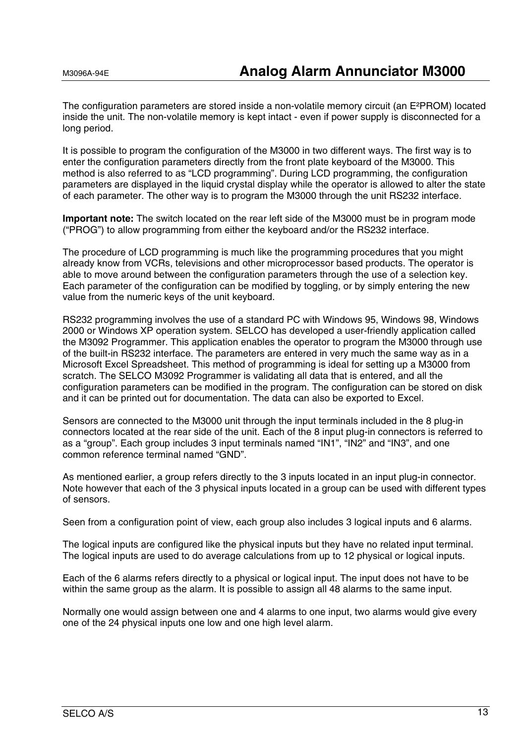The configuration parameters are stored inside a non-volatile memory circuit (an E²PROM) located inside the unit. The non-volatile memory is kept intact - even if power supply is disconnected for a long period.

It is possible to program the configuration of the M3000 in two different ways. The first way is to enter the configuration parameters directly from the front plate keyboard of the M3000. This method is also referred to as “LCD programming”. During LCD programming, the configuration parameters are displayed in the liquid crystal display while the operator is allowed to alter the state of each parameter. The other way is to program the M3000 through the unit RS232 interface.

**Important note:** The switch located on the rear left side of the M3000 must be in program mode (“PROG”) to allow programming from either the keyboard and/or the RS232 interface.

The procedure of LCD programming is much like the programming procedures that you might already know from VCRs, televisions and other microprocessor based products. The operator is able to move around between the configuration parameters through the use of a selection key. Each parameter of the configuration can be modified by toggling, or by simply entering the new value from the numeric keys of the unit keyboard.

RS232 programming involves the use of a standard PC with Windows 95, Windows 98, Windows 2000 or Windows XP operation system. SELCO has developed a user-friendly application called the M3092 Programmer. This application enables the operator to program the M3000 through use of the built-in RS232 interface. The parameters are entered in very much the same way as in a Microsoft Excel Spreadsheet. This method of programming is ideal for setting up a M3000 from scratch. The SELCO M3092 Programmer is validating all data that is entered, and all the configuration parameters can be modified in the program. The configuration can be stored on disk and it can be printed out for documentation. The data can also be exported to Excel.

Sensors are connected to the M3000 unit through the input terminals included in the 8 plug-in connectors located at the rear side of the unit. Each of the 8 input plug-in connectors is referred to as a “group”. Each group includes 3 input terminals named “IN1”, “IN2” and “IN3”, and one common reference terminal named “GND”.

As mentioned earlier, a group refers directly to the 3 inputs located in an input plug-in connector. Note however that each of the 3 physical inputs located in a group can be used with different types of sensors.

Seen from a configuration point of view, each group also includes 3 logical inputs and 6 alarms.

The logical inputs are configured like the physical inputs but they have no related input terminal. The logical inputs are used to do average calculations from up to 12 physical or logical inputs.

Each of the 6 alarms refers directly to a physical or logical input. The input does not have to be within the same group as the alarm. It is possible to assign all 48 alarms to the same input.

Normally one would assign between one and 4 alarms to one input, two alarms would give every one of the 24 physical inputs one low and one high level alarm.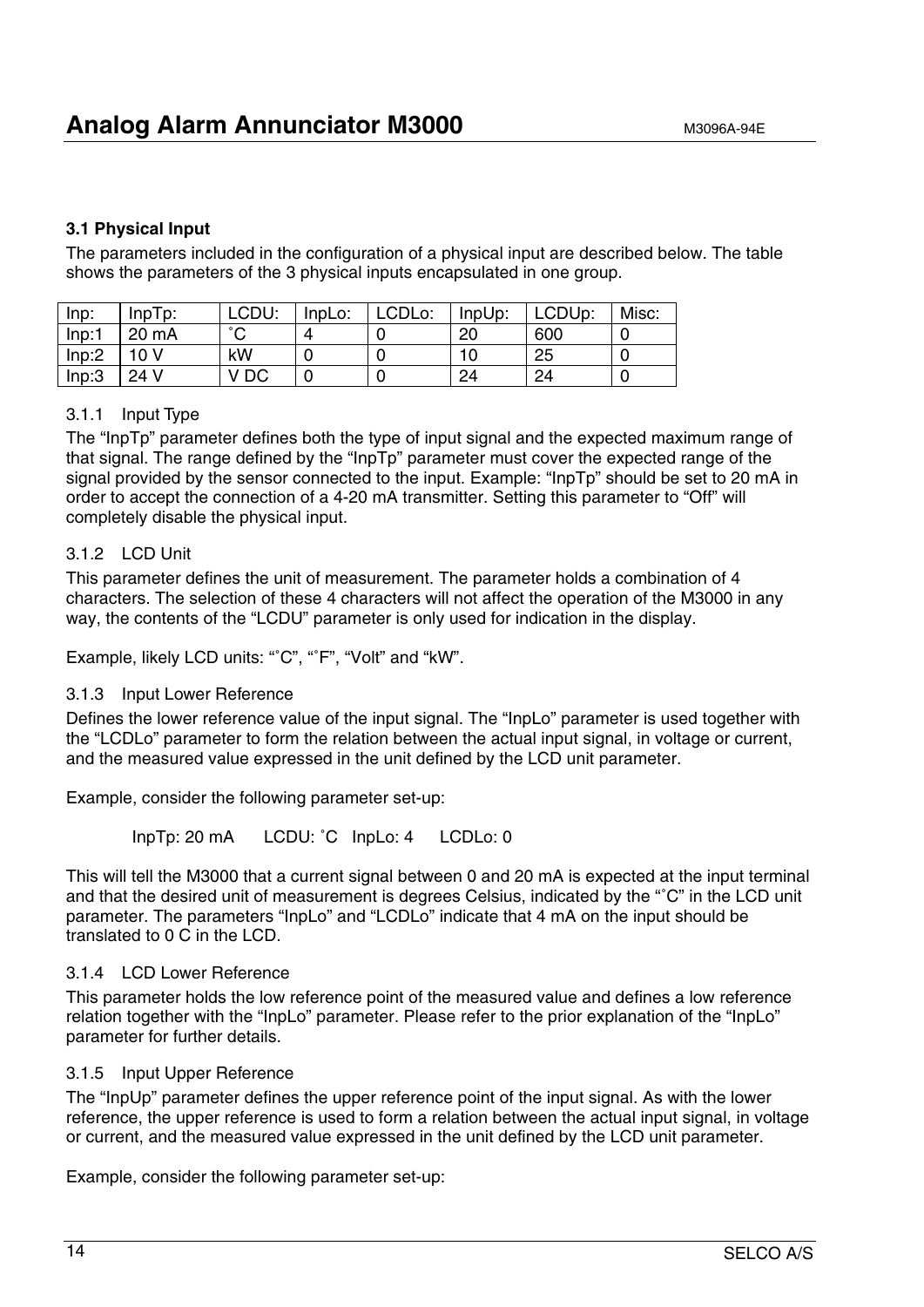### 3.1 Physical Input

The parameters included in the configuration of a physical input are described below. The table shows the parameters of the 3 physical inputs encapsulated in one group.

| Inp: | InpTp: | LCDU: | InpLo: | LCDLo: | InpUp: | LCDUp: | Misc: |
|---|---|---|---|---|---|---|---|
| Inp:1 | 20 mA | ˚C | 4 | 0 | 20 | 600 | 0 |
| Inp:2 | 10 V | kW | 0 | 0 | 10 | 25 | 0 |
| Inp:3 | 24 V | V DC | 0 | 0 | 24 | 24 | 0 |

#### 3.1.1 Input Type

The "InpTp" parameter defines both the type of input signal and the expected maximum range of that signal. The range defined by the "InpTp" parameter must cover the expected range of the signal provided by the sensor connected to the input. Example: "InpTp" should be set to 20 mA in order to accept the connection of a 4-20 mA transmitter. Setting this parameter to "Off" will completely disable the physical input.

#### 3.1.2 LCD Unit

This parameter defines the unit of measurement. The parameter holds a combination of 4 characters. The selection of these 4 characters will not affect the operation of the M3000 in any way, the contents of the "LCDU" parameter is only used for indication in the display.

Example, likely LCD units: "˚C", "˚F", "Volt" and "kW".

#### 3.1.3 Input Lower Reference

Defines the lower reference value of the input signal. The "InpLo" parameter is used together with the "LCDLo" parameter to form the relation between the actual input signal, in voltage or current, and the measured value expressed in the unit defined by the LCD unit parameter.

Example, consider the following parameter set-up:

InpTp: 20 mA LCDU: ˚C InpLo: 4 LCDLo: 0

This will tell the M3000 that a current signal between 0 and 20 mA is expected at the input terminal and that the desired unit of measurement is degrees Celsius, indicated by the "˚C" in the LCD unit parameter. The parameters "InpLo" and "LCDLo" indicate that 4 mA on the input should be translated to 0 C in the LCD.

#### 3.1.4 LCD Lower Reference

This parameter holds the low reference point of the measured value and defines a low reference relation together with the "InpLo" parameter. Please refer to the prior explanation of the "InpLo" parameter for further details.

#### 3.1.5 Input Upper Reference

The "InpUp" parameter defines the upper reference point of the input signal. As with the lower reference, the upper reference is used to form a relation between the actual input signal, in voltage or current, and the measured value expressed in the unit defined by the LCD unit parameter.

Example, consider the following parameter set-up: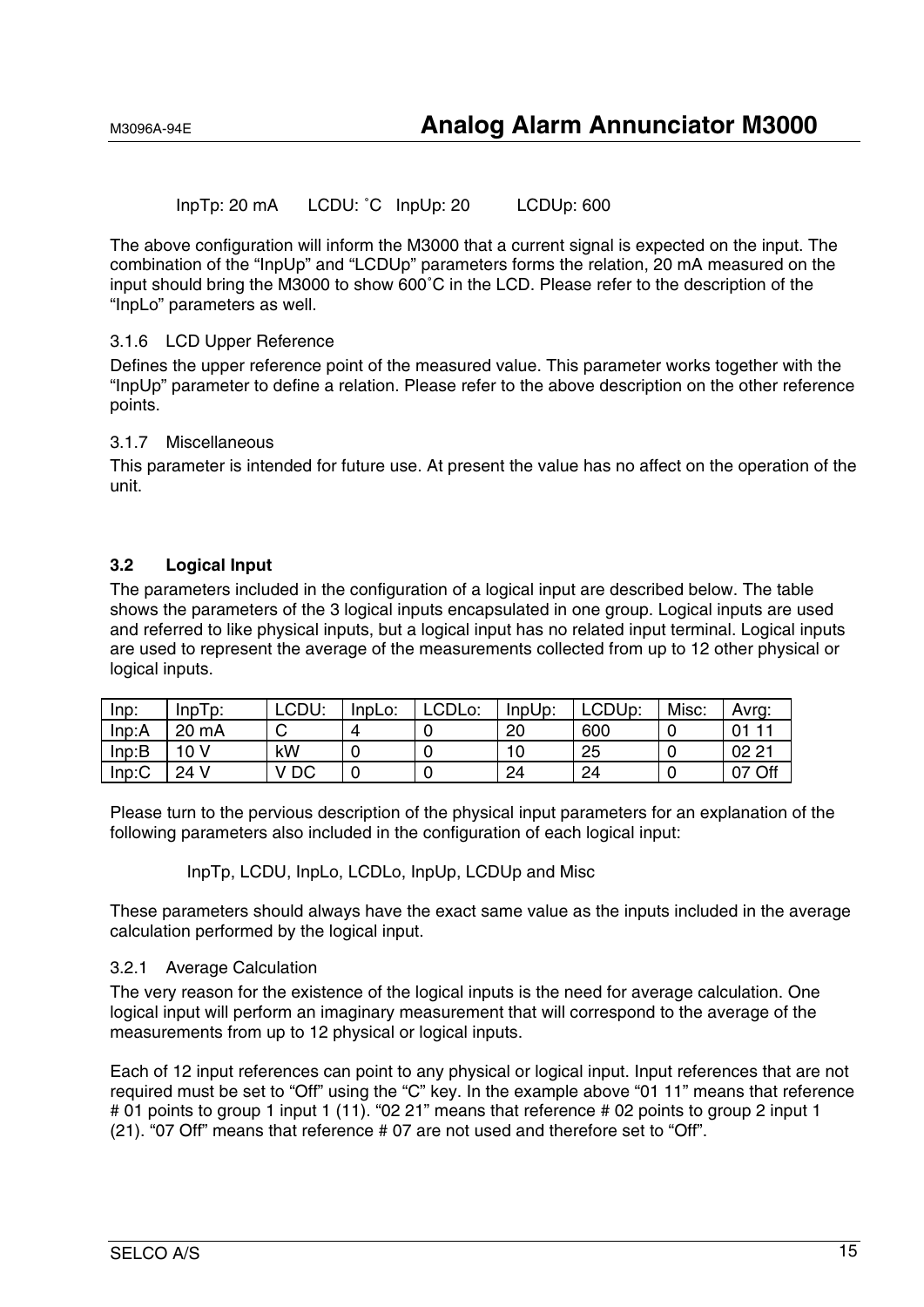InpTp: 20 mA LCDU: ˚C InpUp: 20 LCDUp: 600

The above configuration will inform the M3000 that a current signal is expected on the input. The combination of the "InpUp" and "LCDUp" parameters forms the relation, 20 mA measured on the input should bring the M3000 to show 600˚C in the LCD. Please refer to the description of the "InpLo" parameters as well.

### 3.1.6 LCD Upper Reference

Defines the upper reference point of the measured value. This parameter works together with the "InpUp" parameter to define a relation. Please refer to the above description on the other reference points.

### 3.1.7 Miscellaneous

This parameter is intended for future use. At present the value has no affect on the operation of the unit.

## 3.2 Logical Input

The parameters included in the configuration of a logical input are described below. The table shows the parameters of the 3 logical inputs encapsulated in one group. Logical inputs are used and referred to like physical inputs, but a logical input has no related input terminal. Logical inputs are used to represent the average of the measurements collected from up to 12 other physical or logical inputs.

| Inp: | InpTp: | LCDU: | InpLo: | LCDLo: | InpUp: | LCDUp: | Misc: | Avrg: |
|---|---|---|---|---|---|---|---|---|
| Inp:A | 20 mA | C | 4 | 0 | 20 | 600 | 0 | 01 11 |
| Inp:B | 10 V | kW | 0 | 0 | 10 | 25 | 0 | 02 21 |
| Inp:C | 24 V | V DC | 0 | 0 | 24 | 24 | 0 | 07 Off |

Please turn to the pervious description of the physical input parameters for an explanation of the following parameters also included in the configuration of each logical input:

InpTp, LCDU, InpLo, LCDLo, InpUp, LCDUp and Misc

These parameters should always have the exact same value as the inputs included in the average calculation performed by the logical input.

### 3.2.1 Average Calculation

The very reason for the existence of the logical inputs is the need for average calculation. One logical input will perform an imaginary measurement that will correspond to the average of the measurements from up to 12 physical or logical inputs.

Each of 12 input references can point to any physical or logical input. Input references that are not required must be set to "Off" using the "C" key. In the example above "01 11" means that reference # 01 points to group 1 input 1 (11). "02 21" means that reference # 02 points to group 2 input 1 (21). "07 Off" means that reference # 07 are not used and therefore set to "Off".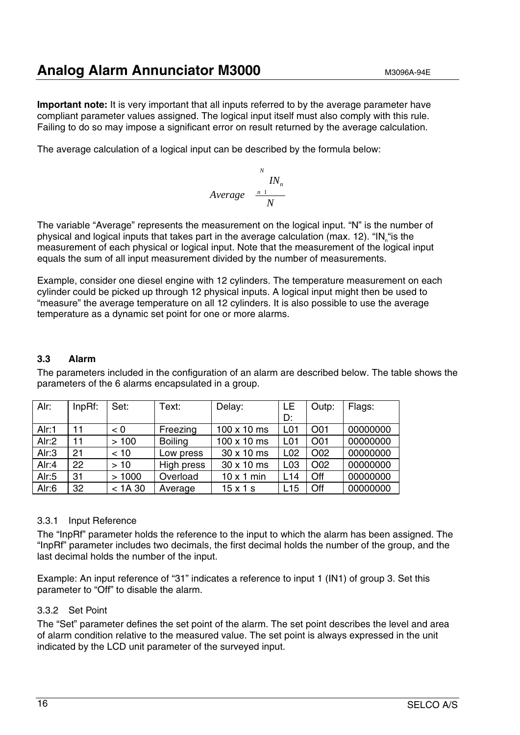**Important note:** It is very important that all inputs referred to by the average parameter have compliant parameter values assigned. The logical input itself must also comply with this rule. Failing to do so may impose a significant error on result returned by the average calculation.

The average calculation of a logical input can be described by the formula below:

$$Average = \frac{\sum_{n=1}^{N} IN_n}{N}$$

The variable "Average" represents the measurement on the logical input. "N" is the number of physical and logical inputs that takes part in the average calculation (max. 12). "$IN_n$" is the measurement of each physical or logical input. Note that the measurement of the logical input equals the sum of all input measurement divided by the number of measurements.

Example, consider one diesel engine with 12 cylinders. The temperature measurement on each cylinder could be picked up through 12 physical inputs. A logical input might then be used to "measure" the average temperature on all 12 cylinders. It is also possible to use the average temperature as a dynamic set point for one or more alarms.

### 3.3 Alarm

The parameters included in the configuration of an alarm are described below. The table shows the parameters of the 6 alarms encapsulated in a group.

| Alr: | InpRf: | Set: | Text: | Delay: | LED: | Outp: | Flags: |
|---|---|---|---|---|---|---|---|
| Alr:1 | 11 | < 0 | Freezing | 100 x 10 ms | L01 | O01 | 00000000 |
| Alr:2 | 11 | > 100 | Boiling | 100 x 10 ms | L01 | O01 | 00000000 |
| Alr:3 | 21 | < 10 | Low press | 30 x 10 ms | L02 | O02 | 00000000 |
| Alr:4 | 22 | > 10 | High press | 30 x 10 ms | L03 | O02 | 00000000 |
| Alr:5 | 31 | > 1000 | Overload | 10 x 1 min | L14 | Off | 00000000 |
| Alr:6 | 32 | < 1A 30 | Average | 15 x 1 s | L15 | Off | 00000000 |

#### 3.3.1 Input Reference

The "InpRf" parameter holds the reference to the input to which the alarm has been assigned. The "InpRf" parameter includes two decimals, the first decimal holds the number of the group, and the last decimal holds the number of the input.

Example: An input reference of "31" indicates a reference to input 1 (IN1) of group 3. Set this parameter to "Off" to disable the alarm.

#### 3.3.2 Set Point

The "Set" parameter defines the set point of the alarm. The set point describes the level and area of alarm condition relative to the measured value. The set point is always expressed in the unit indicated by the LCD unit parameter of the surveyed input.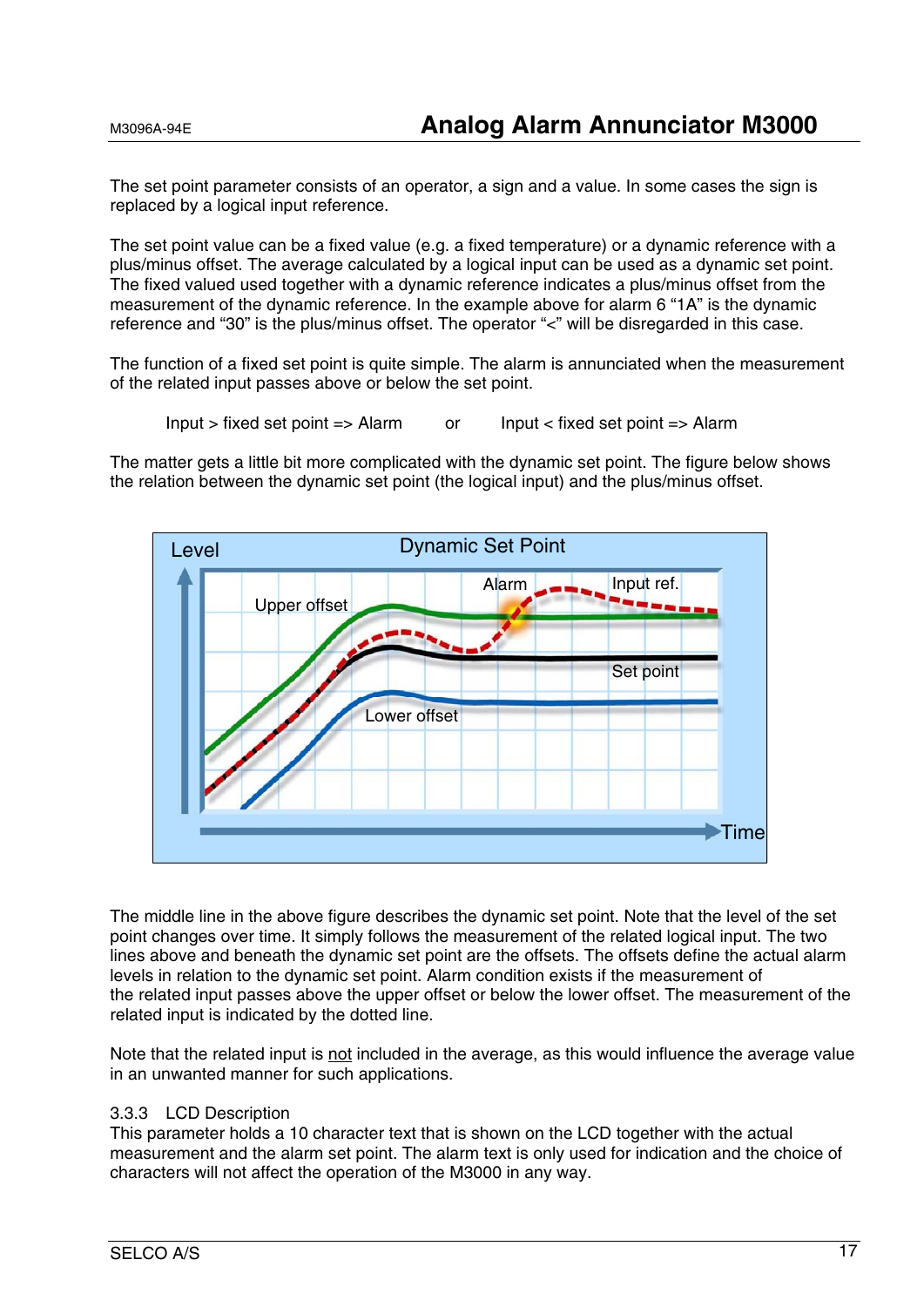The set point parameter consists of an operator, a sign and a value. In some cases the sign is replaced by a logical input reference.

The set point value can be a fixed value (e.g. a fixed temperature) or a dynamic reference with a plus/minus offset. The average calculated by a logical input can be used as a dynamic set point. The fixed valued used together with a dynamic reference indicates a plus/minus offset from the measurement of the dynamic reference. In the example above for alarm 6 “1A” is the dynamic reference and “30” is the plus/minus offset. The operator “<” will be disregarded in this case.

The function of a fixed set point is quite simple. The alarm is annunciated when the measurement of the related input passes above or below the set point.

Input > fixed set point => Alarm  or  Input < fixed set point => Alarm

The matter gets a little bit more complicated with the dynamic set point. The figure below shows the relation between the dynamic set point (the logical input) and the plus/minus offset.

The middle line in the above figure describes the dynamic set point. Note that the level of the set point changes over time. It simply follows the measurement of the related logical input. The two lines above and beneath the dynamic set point are the offsets. The offsets define the actual alarm levels in relation to the dynamic set point. Alarm condition exists if the measurement of the related input passes above the upper offset or below the lower offset. The measurement of the related input is indicated by the dotted line.

Note that the related input is not included in the average, as this would influence the average value in an unwanted manner for such applications.

### 3.3.3 LCD Description

This parameter holds a 10 character text that is shown on the LCD together with the actual measurement and the alarm set point. The alarm text is only used for indication and the choice of characters will not affect the operation of the M3000 in any way.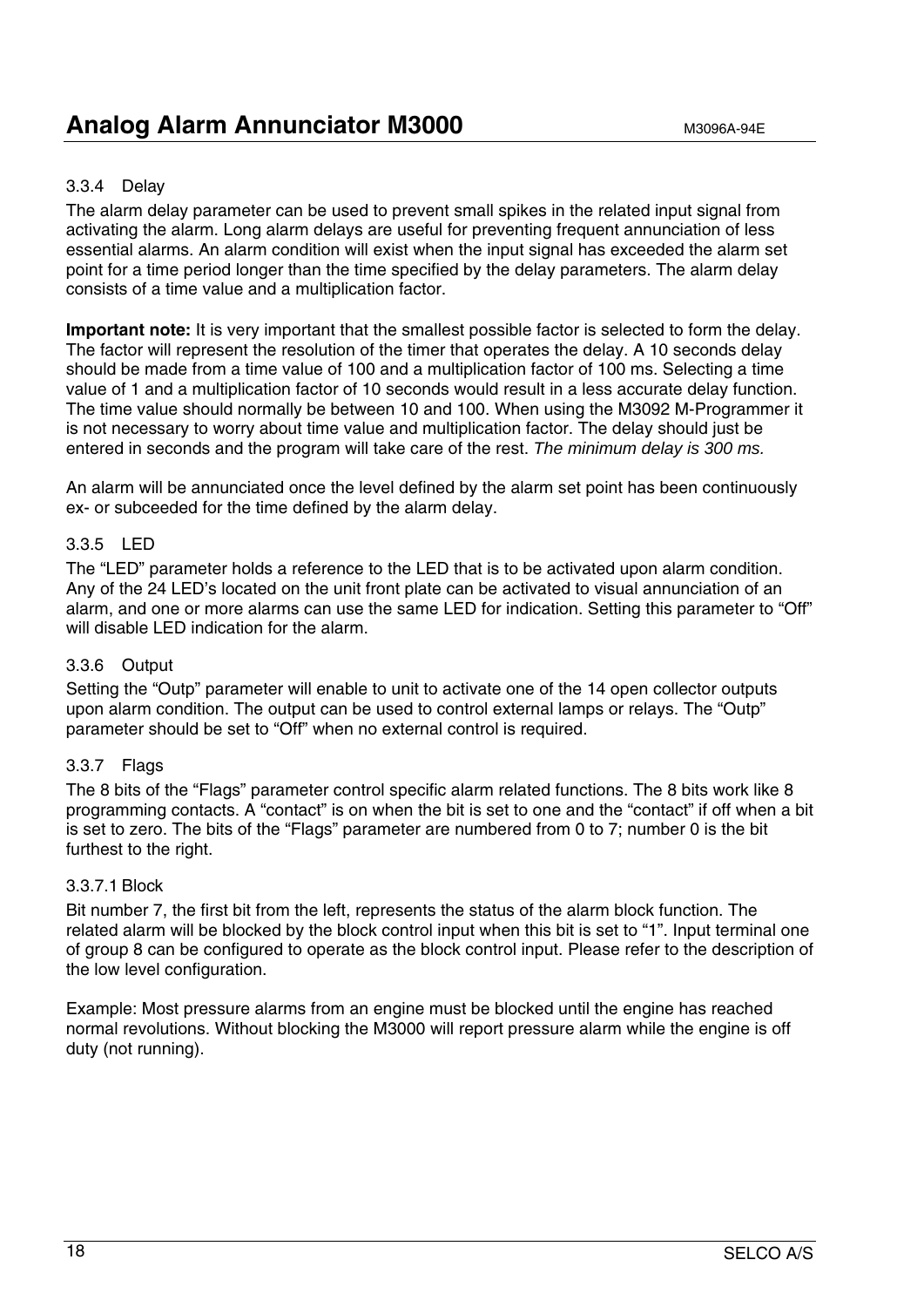### 3.3.4 Delay

The alarm delay parameter can be used to prevent small spikes in the related input signal from activating the alarm. Long alarm delays are useful for preventing frequent annunciation of less essential alarms. An alarm condition will exist when the input signal has exceeded the alarm set point for a time period longer than the time specified by the delay parameters. The alarm delay consists of a time value and a multiplication factor.

**Important note:** It is very important that the smallest possible factor is selected to form the delay. The factor will represent the resolution of the timer that operates the delay. A 10 seconds delay should be made from a time value of 100 and a multiplication factor of 100 ms. Selecting a time value of 1 and a multiplication factor of 10 seconds would result in a less accurate delay function. The time value should normally be between 10 and 100. When using the M3092 M-Programmer it is not necessary to worry about time value and multiplication factor. The delay should just be entered in seconds and the program will take care of the rest. *The minimum delay is 300 ms.*

An alarm will be annunciated once the level defined by the alarm set point has been continuously ex- or subceeded for the time defined by the alarm delay.

### 3.3.5 LED

The "LED" parameter holds a reference to the LED that is to be activated upon alarm condition. Any of the 24 LED's located on the unit front plate can be activated to visual annunciation of an alarm, and one or more alarms can use the same LED for indication. Setting this parameter to "Off" will disable LED indication for the alarm.

### 3.3.6 Output

Setting the "Outp" parameter will enable to unit to activate one of the 14 open collector outputs upon alarm condition. The output can be used to control external lamps or relays. The "Outp" parameter should be set to "Off" when no external control is required.

### 3.3.7 Flags

The 8 bits of the "Flags" parameter control specific alarm related functions. The 8 bits work like 8 programming contacts. A "contact" is on when the bit is set to one and the "contact" if off when a bit is set to zero. The bits of the "Flags" parameter are numbered from 0 to 7; number 0 is the bit furthest to the right.

#### 3.3.7.1 Block

Bit number 7, the first bit from the left, represents the status of the alarm block function. The related alarm will be blocked by the block control input when this bit is set to "1". Input terminal one of group 8 can be configured to operate as the block control input. Please refer to the description of the low level configuration.

Example: Most pressure alarms from an engine must be blocked until the engine has reached normal revolutions. Without blocking the M3000 will report pressure alarm while the engine is off duty (not running).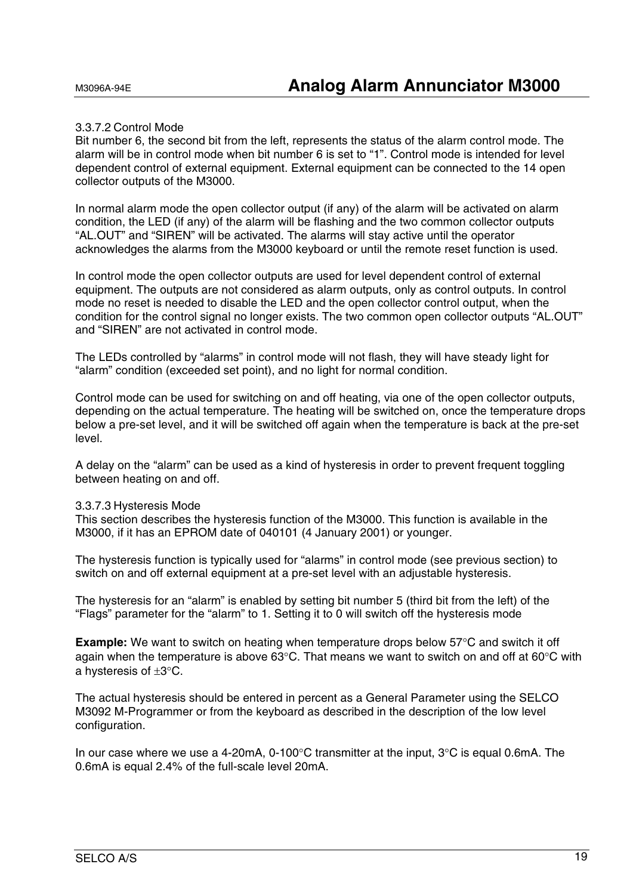#### 3.3.7.2 Control Mode

Bit number 6, the second bit from the left, represents the status of the alarm control mode. The alarm will be in control mode when bit number 6 is set to “1”. Control mode is intended for level dependent control of external equipment. External equipment can be connected to the 14 open collector outputs of the M3000.

In normal alarm mode the open collector output (if any) of the alarm will be activated on alarm condition, the LED (if any) of the alarm will be flashing and the two common collector outputs “AL.OUT” and “SIREN” will be activated. The alarms will stay active until the operator acknowledges the alarms from the M3000 keyboard or until the remote reset function is used.

In control mode the open collector outputs are used for level dependent control of external equipment. The outputs are not considered as alarm outputs, only as control outputs. In control mode no reset is needed to disable the LED and the open collector control output, when the condition for the control signal no longer exists. The two common open collector outputs “AL.OUT” and “SIREN” are not activated in control mode.

The LEDs controlled by “alarms” in control mode will not flash, they will have steady light for “alarm” condition (exceeded set point), and no light for normal condition.

Control mode can be used for switching on and off heating, via one of the open collector outputs, depending on the actual temperature. The heating will be switched on, once the temperature drops below a pre-set level, and it will be switched off again when the temperature is back at the pre-set level.

A delay on the “alarm” can be used as a kind of hysteresis in order to prevent frequent toggling between heating on and off.

#### 3.3.7.3 Hysteresis Mode

This section describes the hysteresis function of the M3000. This function is available in the M3000, if it has an EPROM date of 040101 (4 January 2001) or younger.

The hysteresis function is typically used for “alarms” in control mode (see previous section) to switch on and off external equipment at a pre-set level with an adjustable hysteresis.

The hysteresis for an “alarm” is enabled by setting bit number 5 (third bit from the left) of the “Flags” parameter for the “alarm” to 1. Setting it to 0 will switch off the hysteresis mode

**Example:** We want to switch on heating when temperature drops below 57°C and switch it off again when the temperature is above 63°C. That means we want to switch on and off at 60°C with a hysteresis of ±3°C.

The actual hysteresis should be entered in percent as a General Parameter using the SELCO M3092 M-Programmer or from the keyboard as described in the description of the low level configuration.

In our case where we use a 4-20mA, 0-100°C transmitter at the input, 3°C is equal 0.6mA. The 0.6mA is equal 2.4% of the full-scale level 20mA.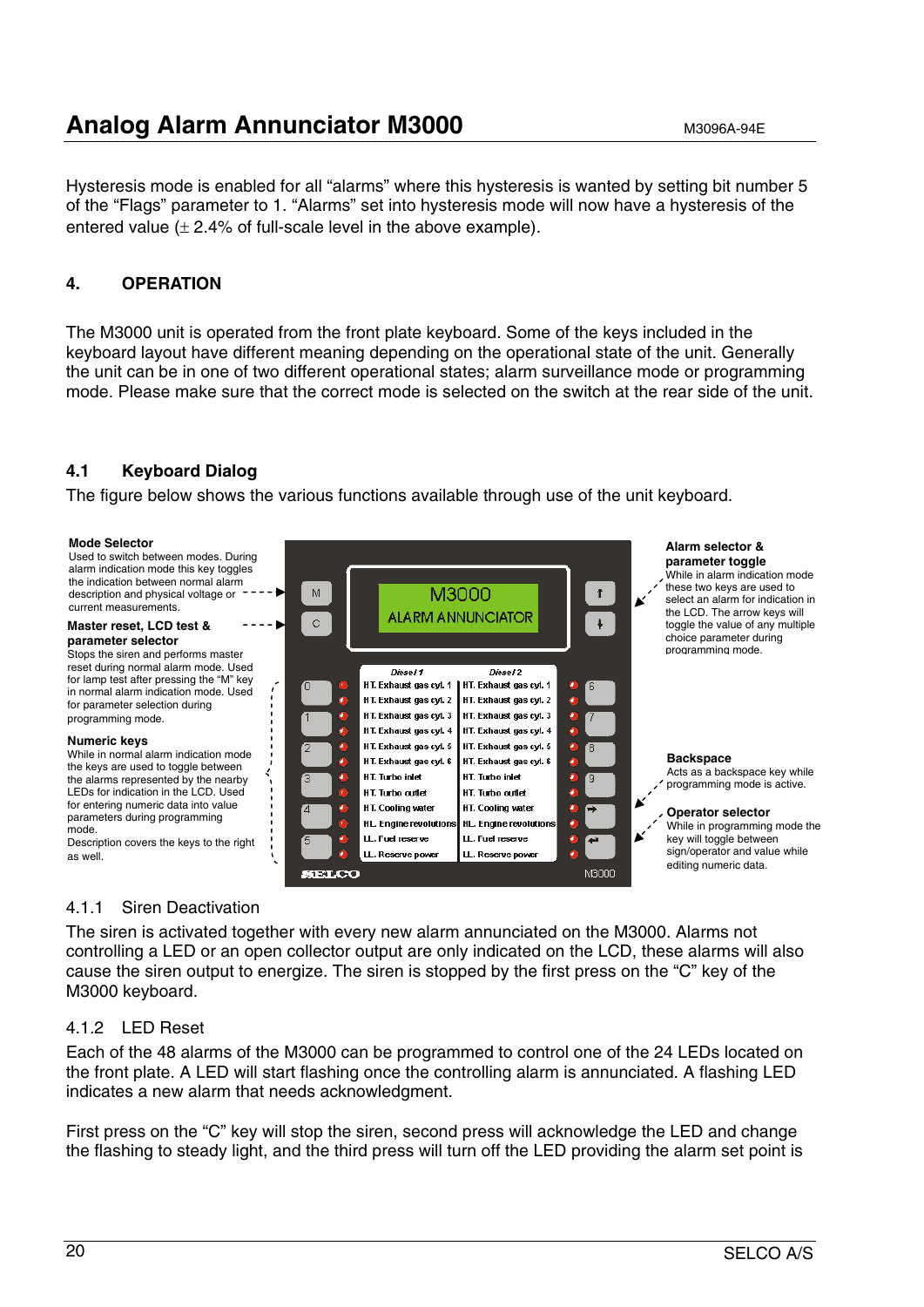Hysteresis mode is enabled for all "alarms" where this hysteresis is wanted by setting bit number 5 of the "Flags" parameter to 1. "Alarms" set into hysteresis mode will now have a hysteresis of the entered value (± 2.4% of full-scale level in the above example).

## 4. OPERATION

The M3000 unit is operated from the front plate keyboard. Some of the keys included in the keyboard layout have different meaning depending on the operational state of the unit. Generally the unit can be in one of two different operational states; alarm surveillance mode or programming mode. Please make sure that the correct mode is selected on the switch at the rear side of the unit.

### 4.1 Keyboard Dialog

The figure below shows the various functions available through use of the unit keyboard.

**Mode Selector**
Used to switch between modes. During alarm indication mode this key toggles the indication between normal alarm description and physical voltage or current measurements.

**Master reset, LCD test & parameter selector**
Stops the siren and performs master reset during normal alarm mode. Used for lamp test after pressing the "M" key in normal alarm indication mode. Used for parameter selection during programming mode.

**Numeric keys**
While in normal alarm indication mode the keys are used to toggle between the alarms represented by the nearby LEDs for indication in the LCD. Used for entering numeric data into value parameters during programming mode.
Description covers the keys to the right as well.

**Alarm selector & parameter toggle**
While in alarm indication mode these two keys are used to select an alarm for indication in the LCD. The arrow keys will toggle the value of any multiple choice parameter during programming mode.

**Backspace**
Acts as a backspace key while programming mode is active.

**Operator selector**
While in programming mode the key will toggle between sign/operator and value while editing numeric data.

#### 4.1.1 Siren Deactivation

The siren is activated together with every new alarm annunciated on the M3000. Alarms not controlling a LED or an open collector output are only indicated on the LCD, these alarms will also cause the siren output to energize. The siren is stopped by the first press on the "C" key of the M3000 keyboard.

#### 4.1.2 LED Reset

Each of the 48 alarms of the M3000 can be programmed to control one of the 24 LEDs located on the front plate. A LED will start flashing once the controlling alarm is annunciated. A flashing LED indicates a new alarm that needs acknowledgment.

First press on the "C" key will stop the siren, second press will acknowledge the LED and change the flashing to steady light, and the third press will turn off the LED providing the alarm set point is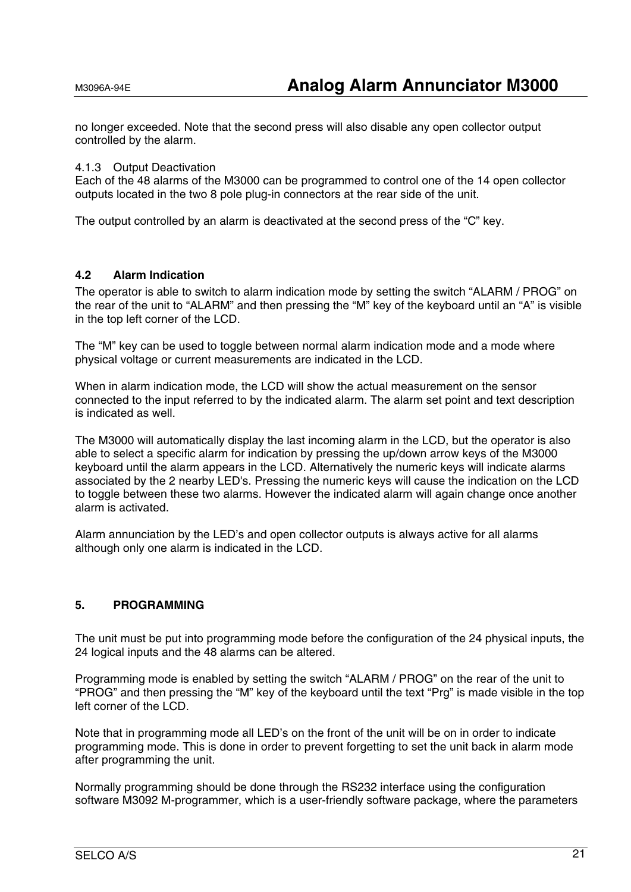no longer exceeded. Note that the second press will also disable any open collector output controlled by the alarm.

#### 4.1.3 Output Deactivation

Each of the 48 alarms of the M3000 can be programmed to control one of the 14 open collector outputs located in the two 8 pole plug-in connectors at the rear side of the unit.

The output controlled by an alarm is deactivated at the second press of the “C” key.

### 4.2 Alarm Indication

The operator is able to switch to alarm indication mode by setting the switch “ALARM / PROG” on the rear of the unit to “ALARM” and then pressing the “M” key of the keyboard until an “A” is visible in the top left corner of the LCD.

The “M” key can be used to toggle between normal alarm indication mode and a mode where physical voltage or current measurements are indicated in the LCD.

When in alarm indication mode, the LCD will show the actual measurement on the sensor connected to the input referred to by the indicated alarm. The alarm set point and text description is indicated as well.

The M3000 will automatically display the last incoming alarm in the LCD, but the operator is also able to select a specific alarm for indication by pressing the up/down arrow keys of the M3000 keyboard until the alarm appears in the LCD. Alternatively the numeric keys will indicate alarms associated by the 2 nearby LED's. Pressing the numeric keys will cause the indication on the LCD to toggle between these two alarms. However the indicated alarm will again change once another alarm is activated.

Alarm annunciation by the LED’s and open collector outputs is always active for all alarms although only one alarm is indicated in the LCD.

## 5. PROGRAMMING

The unit must be put into programming mode before the configuration of the 24 physical inputs, the 24 logical inputs and the 48 alarms can be altered.

Programming mode is enabled by setting the switch “ALARM / PROG” on the rear of the unit to “PROG” and then pressing the “M” key of the keyboard until the text “Prg” is made visible in the top left corner of the LCD.

Note that in programming mode all LED’s on the front of the unit will be on in order to indicate programming mode. This is done in order to prevent forgetting to set the unit back in alarm mode after programming the unit.

Normally programming should be done through the RS232 interface using the configuration software M3092 M-programmer, which is a user-friendly software package, where the parameters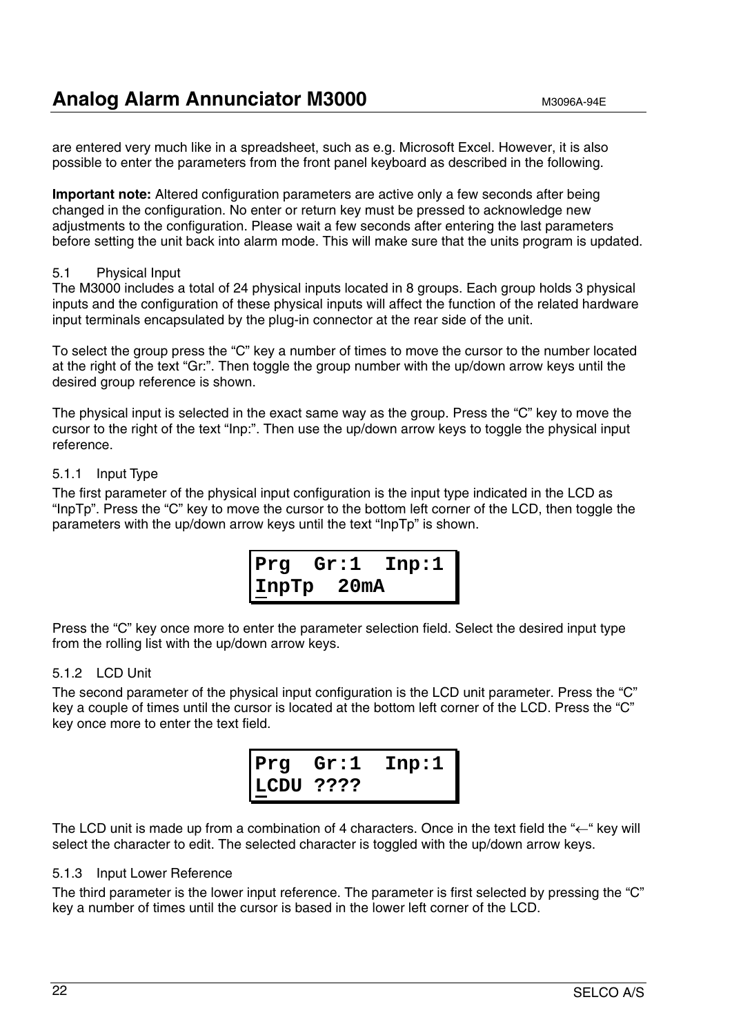are entered very much like in a spreadsheet, such as e.g. Microsoft Excel. However, it is also possible to enter the parameters from the front panel keyboard as described in the following.

**Important note:** Altered configuration parameters are active only a few seconds after being changed in the configuration. No enter or return key must be pressed to acknowledge new adjustments to the configuration. Please wait a few seconds after entering the last parameters before setting the unit back into alarm mode. This will make sure that the units program is updated.

## 5.1 Physical Input

The M3000 includes a total of 24 physical inputs located in 8 groups. Each group holds 3 physical inputs and the configuration of these physical inputs will affect the function of the related hardware input terminals encapsulated by the plug-in connector at the rear side of the unit.

To select the group press the "C" key a number of times to move the cursor to the number located at the right of the text "Gr:". Then toggle the group number with the up/down arrow keys until the desired group reference is shown.

The physical input is selected in the exact same way as the group. Press the "C" key to move the cursor to the right of the text "Inp:". Then use the up/down arrow keys to toggle the physical input reference.

### 5.1.1 Input Type

The first parameter of the physical input configuration is the input type indicated in the LCD as "InpTp". Press the "C" key to move the cursor to the bottom left corner of the LCD, then toggle the parameters with the up/down arrow keys until the text "InpTp" is shown.

```
Prg  Gr:1  Inp:1
InpTp  20mA
```

Press the "C" key once more to enter the parameter selection field. Select the desired input type from the rolling list with the up/down arrow keys.

### 5.1.2 LCD Unit

The second parameter of the physical input configuration is the LCD unit parameter. Press the "C" key a couple of times until the cursor is located at the bottom left corner of the LCD. Press the "C" key once more to enter the text field.

```
Prg  Gr:1  Inp:1
LCDU ????
```

The LCD unit is made up from a combination of 4 characters. Once in the text field the "←" key will select the character to edit. The selected character is toggled with the up/down arrow keys.

### 5.1.3 Input Lower Reference

The third parameter is the lower input reference. The parameter is first selected by pressing the "C" key a number of times until the cursor is based in the lower left corner of the LCD.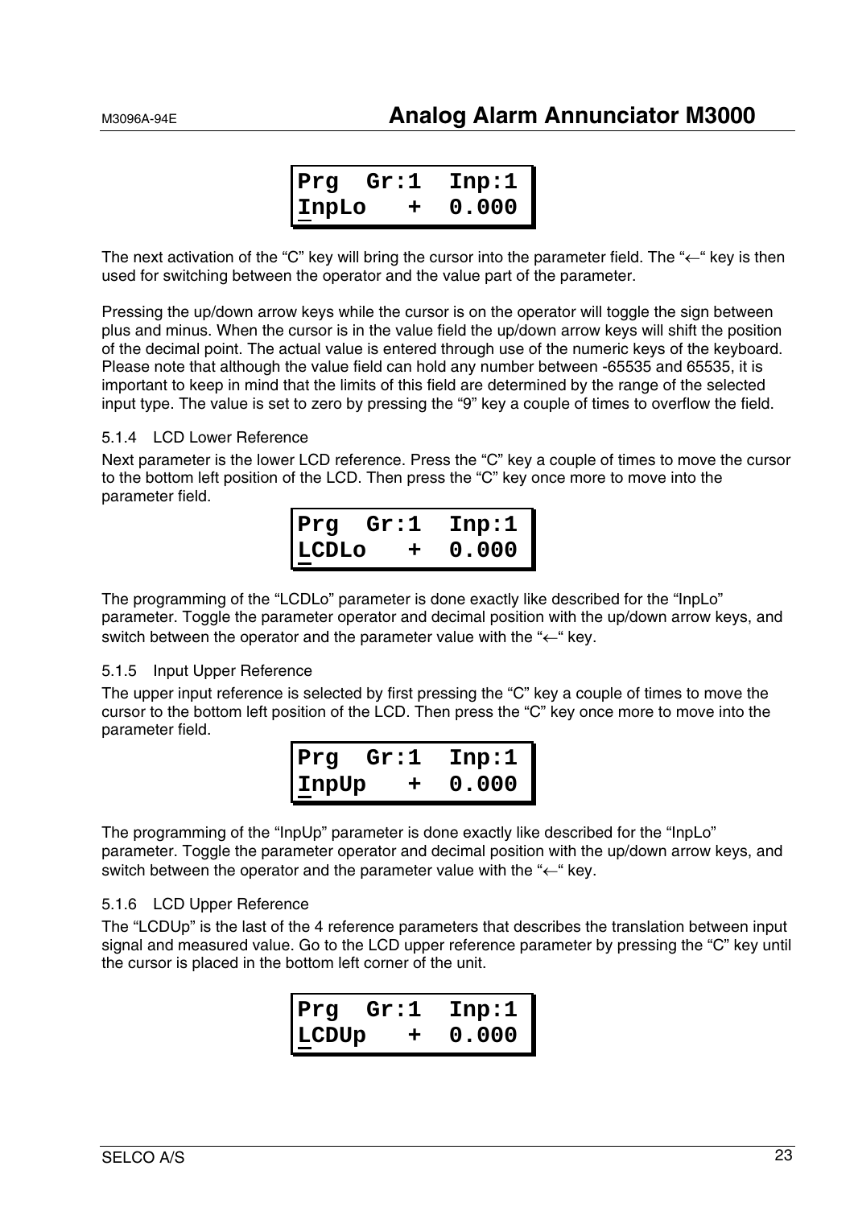```
Prg  Gr:1  Inp:1
InpLo   +  0.000
```

The next activation of the “C” key will bring the cursor into the parameter field. The “←“ key is then used for switching between the operator and the value part of the parameter.

Pressing the up/down arrow keys while the cursor is on the operator will toggle the sign between plus and minus. When the cursor is in the value field the up/down arrow keys will shift the position of the decimal point. The actual value is entered through use of the numeric keys of the keyboard. Please note that although the value field can hold any number between -65535 and 65535, it is important to keep in mind that the limits of this field are determined by the range of the selected input type. The value is set to zero by pressing the “9” key a couple of times to overflow the field.

### 5.1.4 LCD Lower Reference

Next parameter is the lower LCD reference. Press the “C” key a couple of times to move the cursor to the bottom left position of the LCD. Then press the “C” key once more to move into the parameter field.

```
Prg  Gr:1  Inp:1
LCDLo   +  0.000
```

The programming of the “LCDLo” parameter is done exactly like described for the “InpLo” parameter. Toggle the parameter operator and decimal position with the up/down arrow keys, and switch between the operator and the parameter value with the “←“ key.

### 5.1.5 Input Upper Reference

The upper input reference is selected by first pressing the “C” key a couple of times to move the cursor to the bottom left position of the LCD. Then press the “C” key once more to move into the parameter field.

```
Prg  Gr:1  Inp:1
InpUp   +  0.000
```

The programming of the “InpUp” parameter is done exactly like described for the “InpLo” parameter. Toggle the parameter operator and decimal position with the up/down arrow keys, and switch between the operator and the parameter value with the “←“ key.

### 5.1.6 LCD Upper Reference

The “LCDUp” is the last of the 4 reference parameters that describes the translation between input signal and measured value. Go to the LCD upper reference parameter by pressing the “C” key until the cursor is placed in the bottom left corner of the unit.

```
Prg  Gr:1  Inp:1
LCDUp   +  0.000
```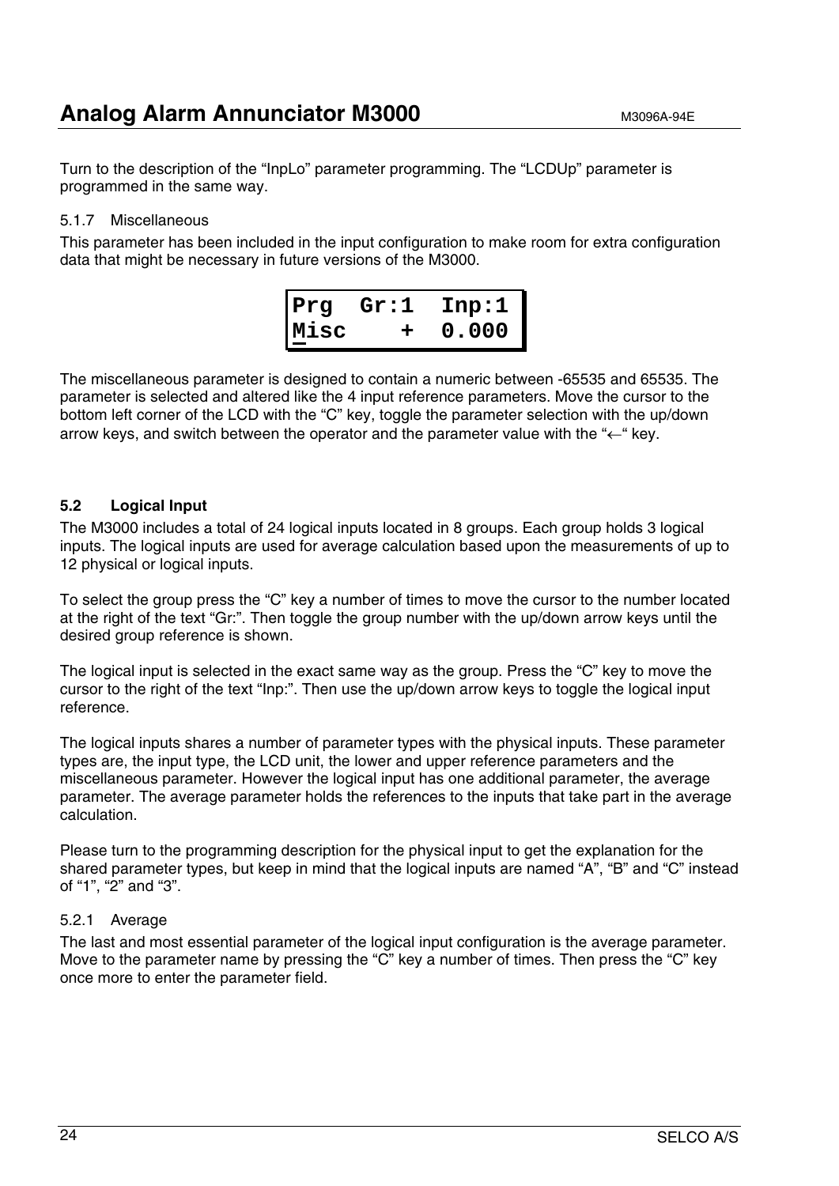Turn to the description of the “InpLo” parameter programming. The “LCDUp” parameter is programmed in the same way.

### 5.1.7 Miscellaneous

This parameter has been included in the input configuration to make room for extra configuration data that might be necessary in future versions of the M3000.

```
Prg  Gr:1  Inp:1
Misc    +  0.000
```

The miscellaneous parameter is designed to contain a numeric between -65535 and 65535. The parameter is selected and altered like the 4 input reference parameters. Move the cursor to the bottom left corner of the LCD with the “C” key, toggle the parameter selection with the up/down arrow keys, and switch between the operator and the parameter value with the “←“ key.

## 5.2 Logical Input

The M3000 includes a total of 24 logical inputs located in 8 groups. Each group holds 3 logical inputs. The logical inputs are used for average calculation based upon the measurements of up to 12 physical or logical inputs.

To select the group press the “C” key a number of times to move the cursor to the number located at the right of the text “Gr:”. Then toggle the group number with the up/down arrow keys until the desired group reference is shown.

The logical input is selected in the exact same way as the group. Press the “C” key to move the cursor to the right of the text “Inp:”. Then use the up/down arrow keys to toggle the logical input reference.

The logical inputs shares a number of parameter types with the physical inputs. These parameter types are, the input type, the LCD unit, the lower and upper reference parameters and the miscellaneous parameter. However the logical input has one additional parameter, the average parameter. The average parameter holds the references to the inputs that take part in the average calculation.

Please turn to the programming description for the physical input to get the explanation for the shared parameter types, but keep in mind that the logical inputs are named “A”, “B” and “C” instead of “1”, “2” and “3”.

### 5.2.1 Average

The last and most essential parameter of the logical input configuration is the average parameter. Move to the parameter name by pressing the “C” key a number of times. Then press the “C” key once more to enter the parameter field.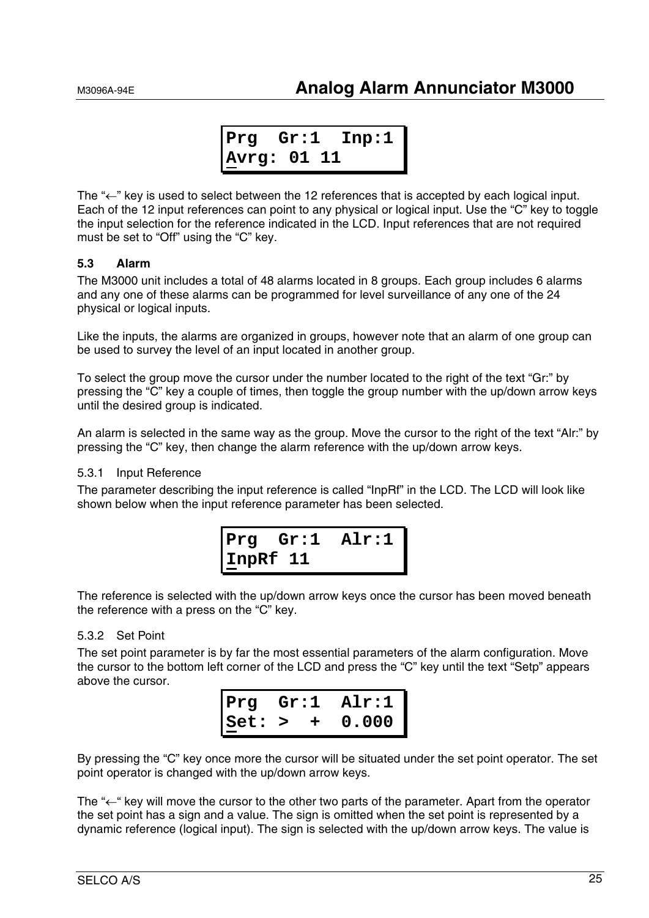```
Prg  Gr:1  Inp:1
Avrg: 01 11
```

The "←" key is used to select between the 12 references that is accepted by each logical input. Each of the 12 input references can point to any physical or logical input. Use the "C" key to toggle the input selection for the reference indicated in the LCD. Input references that are not required must be set to "Off" using the "C" key.

### 5.3 Alarm

The M3000 unit includes a total of 48 alarms located in 8 groups. Each group includes 6 alarms and any one of these alarms can be programmed for level surveillance of any one of the 24 physical or logical inputs.

Like the inputs, the alarms are organized in groups, however note that an alarm of one group can be used to survey the level of an input located in another group.

To select the group move the cursor under the number located to the right of the text "Gr:" by pressing the "C" key a couple of times, then toggle the group number with the up/down arrow keys until the desired group is indicated.

An alarm is selected in the same way as the group. Move the cursor to the right of the text "Alr:" by pressing the "C" key, then change the alarm reference with the up/down arrow keys.

#### 5.3.1 Input Reference

The parameter describing the input reference is called "InpRf" in the LCD. The LCD will look like shown below when the input reference parameter has been selected.

```
Prg  Gr:1  Alr:1
InpRf 11
```

The reference is selected with the up/down arrow keys once the cursor has been moved beneath the reference with a press on the "C" key.

#### 5.3.2 Set Point

The set point parameter is by far the most essential parameters of the alarm configuration. Move the cursor to the bottom left corner of the LCD and press the "C" key until the text "Setp" appears above the cursor.

```
Prg  Gr:1  Alr:1
Set: >  +  0.000
```

By pressing the "C" key once more the cursor will be situated under the set point operator. The set point operator is changed with the up/down arrow keys.

The "←" key will move the cursor to the other two parts of the parameter. Apart from the operator the set point has a sign and a value. The sign is omitted when the set point is represented by a dynamic reference (logical input). The sign is selected with the up/down arrow keys. The value is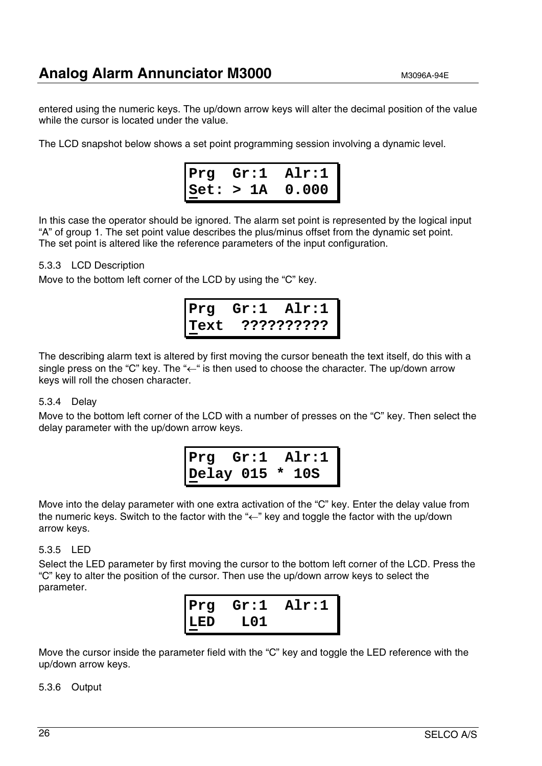entered using the numeric keys. The up/down arrow keys will alter the decimal position of the value while the cursor is located under the value.

The LCD snapshot below shows a set point programming session involving a dynamic level.

```
Prg  Gr:1  Alr:1
Set: > 1A  0.000
```

In this case the operator should be ignored. The alarm set point is represented by the logical input "A" of group 1. The set point value describes the plus/minus offset from the dynamic set point. The set point is altered like the reference parameters of the input configuration.

### 5.3.3 LCD Description

Move to the bottom left corner of the LCD by using the "C" key.

```
Prg  Gr:1  Alr:1
Text  ??????????
```

The describing alarm text is altered by first moving the cursor beneath the text itself, do this with a single press on the "C" key. The "←" is then used to choose the character. The up/down arrow keys will roll the chosen character.

### 5.3.4 Delay

Move to the bottom left corner of the LCD with a number of presses on the "C" key. Then select the delay parameter with the up/down arrow keys.

```
Prg  Gr:1  Alr:1
Delay 015 * 10S
```

Move into the delay parameter with one extra activation of the "C" key. Enter the delay value from the numeric keys. Switch to the factor with the "←" key and toggle the factor with the up/down arrow keys.

### 5.3.5 LED

Select the LED parameter by first moving the cursor to the bottom left corner of the LCD. Press the "C" key to alter the position of the cursor. Then use the up/down arrow keys to select the parameter.

```
Prg  Gr:1  Alr:1
LED   L01
```

Move the cursor inside the parameter field with the "C" key and toggle the LED reference with the up/down arrow keys.

### 5.3.6 Output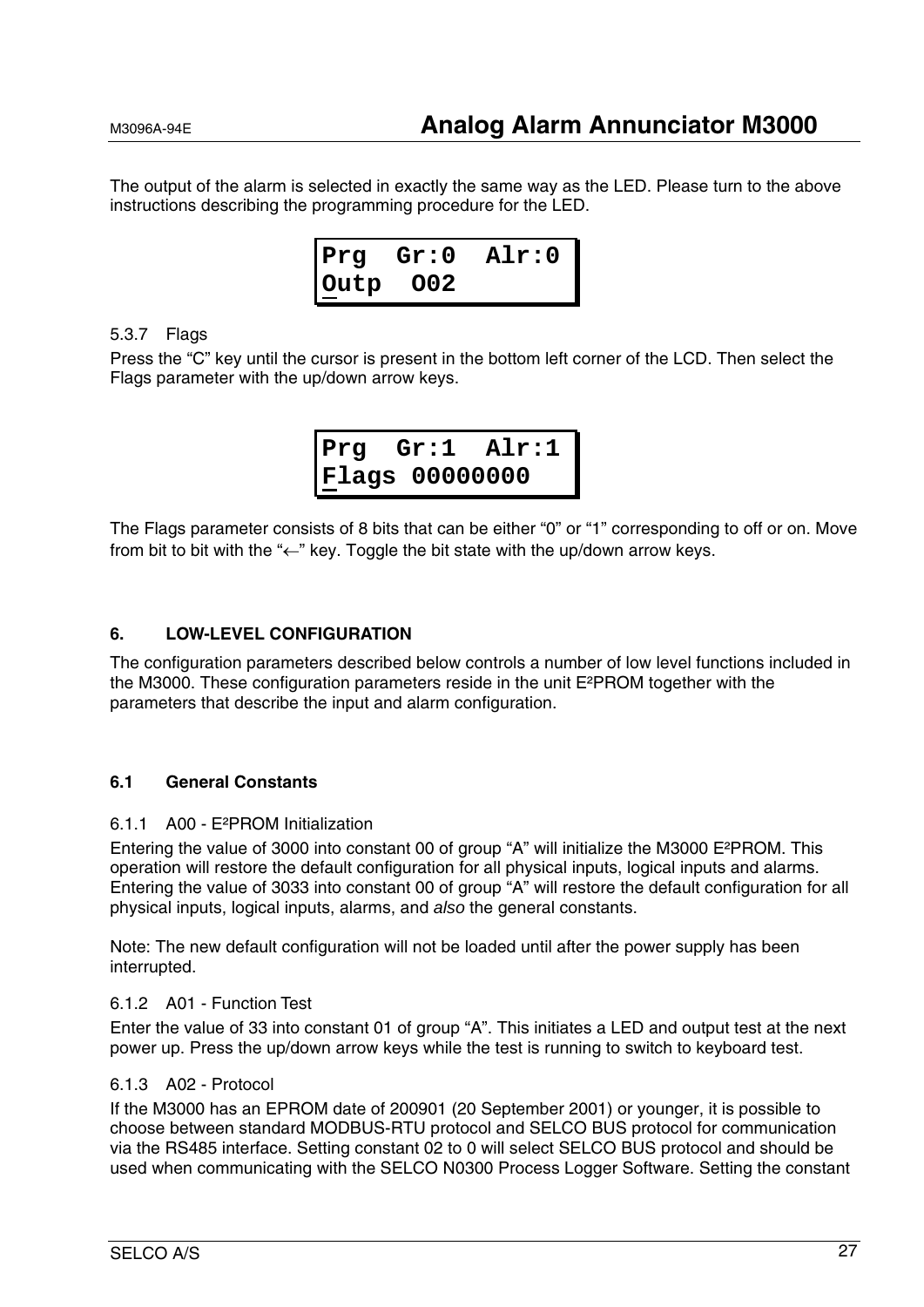The output of the alarm is selected in exactly the same way as the LED. Please turn to the above instructions describing the programming procedure for the LED.

```
Prg  Gr:0  Alr:0
Outp  O02
```

#### 5.3.7 Flags

Press the “C” key until the cursor is present in the bottom left corner of the LCD. Then select the Flags parameter with the up/down arrow keys.

```
Prg  Gr:1  Alr:1
Flags 00000000
```

The Flags parameter consists of 8 bits that can be either “0” or “1” corresponding to off or on. Move from bit to bit with the “←” key. Toggle the bit state with the up/down arrow keys.

## 6. LOW-LEVEL CONFIGURATION

The configuration parameters described below controls a number of low level functions included in the M3000. These configuration parameters reside in the unit E²PROM together with the parameters that describe the input and alarm configuration.

### 6.1 General Constants

#### 6.1.1 A00 - E²PROM Initialization

Entering the value of 3000 into constant 00 of group “A” will initialize the M3000 E²PROM. This operation will restore the default configuration for all physical inputs, logical inputs and alarms. Entering the value of 3033 into constant 00 of group “A” will restore the default configuration for all physical inputs, logical inputs, alarms, and *also* the general constants.

Note: The new default configuration will not be loaded until after the power supply has been interrupted.

#### 6.1.2 A01 - Function Test

Enter the value of 33 into constant 01 of group “A”. This initiates a LED and output test at the next power up. Press the up/down arrow keys while the test is running to switch to keyboard test.

#### 6.1.3 A02 - Protocol

If the M3000 has an EPROM date of 200901 (20 September 2001) or younger, it is possible to choose between standard MODBUS-RTU protocol and SELCO BUS protocol for communication via the RS485 interface. Setting constant 02 to 0 will select SELCO BUS protocol and should be used when communicating with the SELCO N0300 Process Logger Software. Setting the constant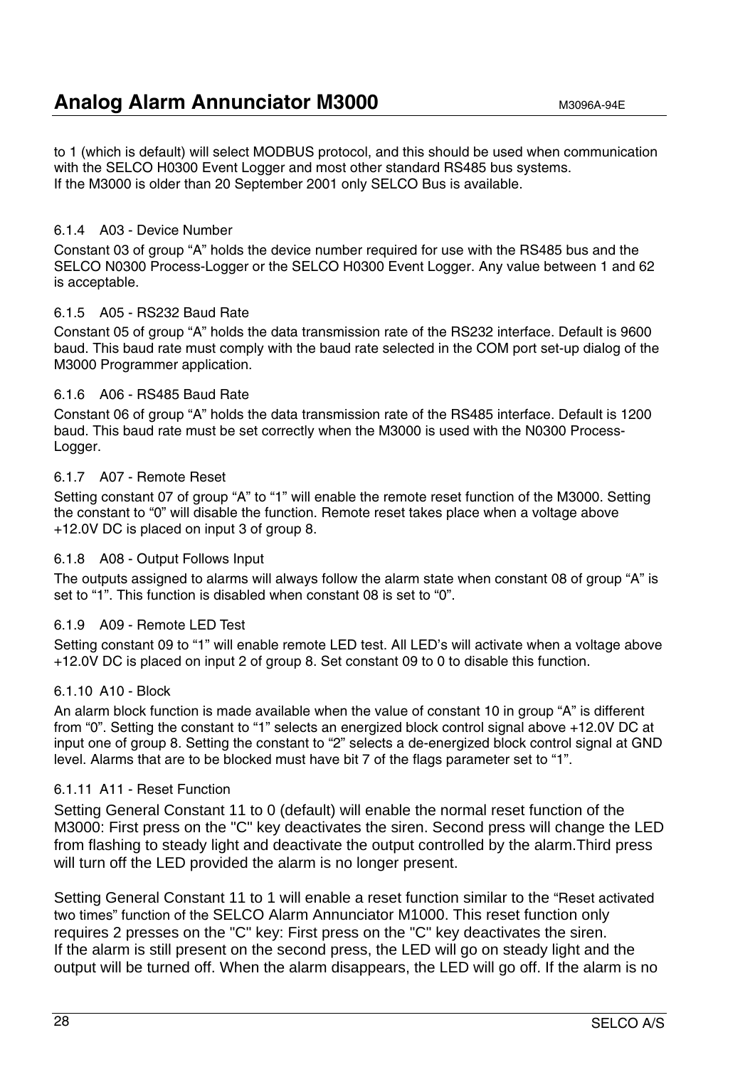to 1 (which is default) will select MODBUS protocol, and this should be used when communication with the SELCO H0300 Event Logger and most other standard RS485 bus systems.
If the M3000 is older than 20 September 2001 only SELCO Bus is available.

### 6.1.4 A03 - Device Number

Constant 03 of group "A" holds the device number required for use with the RS485 bus and the SELCO N0300 Process-Logger or the SELCO H0300 Event Logger. Any value between 1 and 62 is acceptable.

### 6.1.5 A05 - RS232 Baud Rate

Constant 05 of group "A" holds the data transmission rate of the RS232 interface. Default is 9600 baud. This baud rate must comply with the baud rate selected in the COM port set-up dialog of the M3000 Programmer application.

### 6.1.6 A06 - RS485 Baud Rate

Constant 06 of group "A" holds the data transmission rate of the RS485 interface. Default is 1200 baud. This baud rate must be set correctly when the M3000 is used with the N0300 Process-Logger.

### 6.1.7 A07 - Remote Reset

Setting constant 07 of group "A" to "1" will enable the remote reset function of the M3000. Setting the constant to "0" will disable the function. Remote reset takes place when a voltage above +12.0V DC is placed on input 3 of group 8.

### 6.1.8 A08 - Output Follows Input

The outputs assigned to alarms will always follow the alarm state when constant 08 of group "A" is set to "1". This function is disabled when constant 08 is set to "0".

### 6.1.9 A09 - Remote LED Test

Setting constant 09 to "1" will enable remote LED test. All LED's will activate when a voltage above +12.0V DC is placed on input 2 of group 8. Set constant 09 to 0 to disable this function.

### 6.1.10 A10 - Block

An alarm block function is made available when the value of constant 10 in group "A" is different from "0". Setting the constant to "1" selects an energized block control signal above +12.0V DC at input one of group 8. Setting the constant to "2" selects a de-energized block control signal at GND level. Alarms that are to be blocked must have bit 7 of the flags parameter set to "1".

### 6.1.11 A11 - Reset Function

Setting General Constant 11 to 0 (default) will enable the normal reset function of the M3000: First press on the "C" key deactivates the siren. Second press will change the LED from flashing to steady light and deactivate the output controlled by the alarm.Third press will turn off the LED provided the alarm is no longer present.

Setting General Constant 11 to 1 will enable a reset function similar to the "Reset activated two times" function of the SELCO Alarm Annunciator M1000. This reset function only requires 2 presses on the "C" key: First press on the "C" key deactivates the siren.
If the alarm is still present on the second press, the LED will go on steady light and the output will be turned off. When the alarm disappears, the LED will go off. If the alarm is no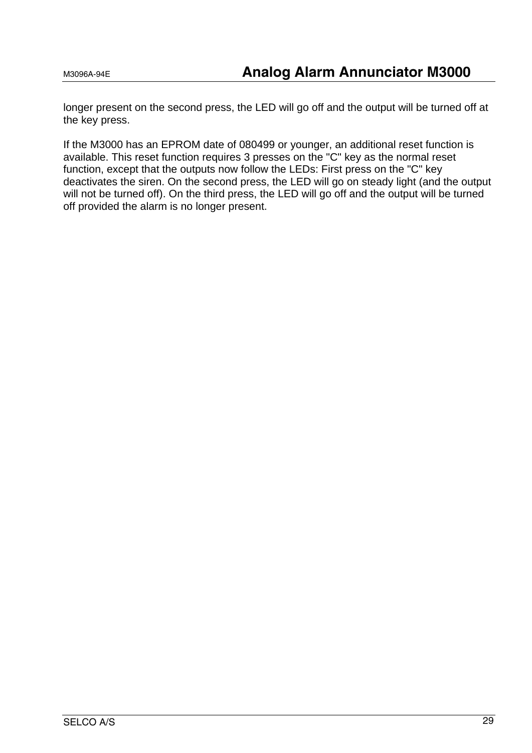longer present on the second press, the LED will go off and the output will be turned off at the key press.

If the M3000 has an EPROM date of 080499 or younger, an additional reset function is available. This reset function requires 3 presses on the "C" key as the normal reset function, except that the outputs now follow the LEDs: First press on the "C" key deactivates the siren. On the second press, the LED will go on steady light (and the output will not be turned off). On the third press, the LED will go off and the output will be turned off provided the alarm is no longer present.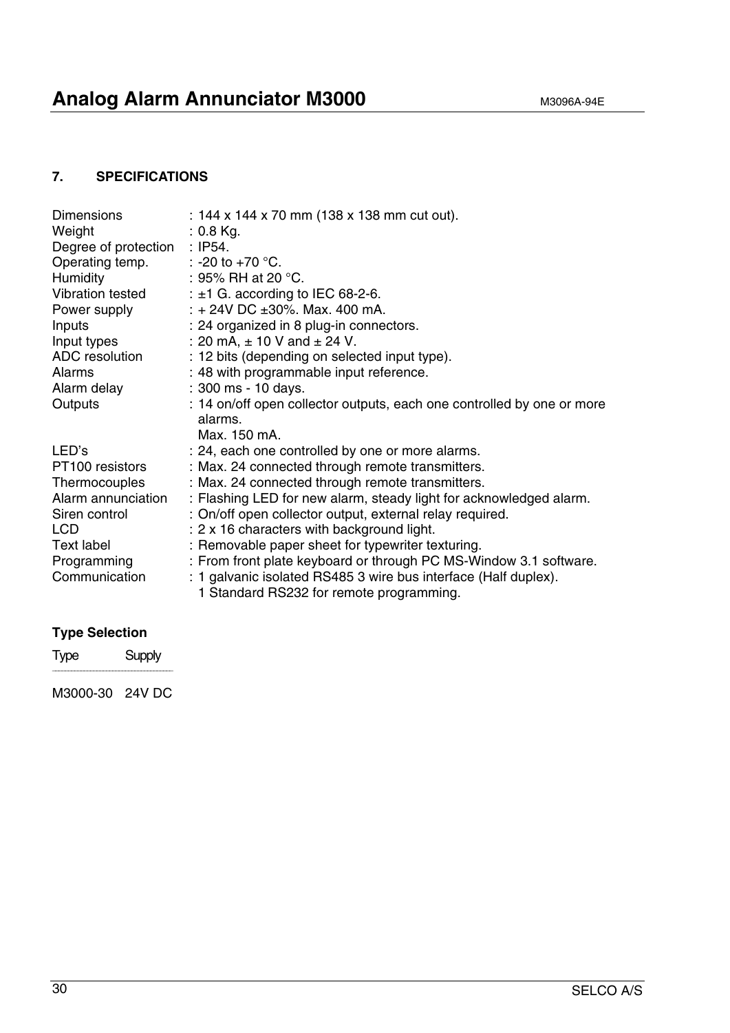## 7. SPECIFICATIONS

| | |
|---|---|
| Dimensions | : 144 x 144 x 70 mm (138 x 138 mm cut out). |
| Weight | : 0.8 Kg. |
| Degree of protection | : IP54. |
| Operating temp. | : -20 to +70 °C. |
| Humidity | : 95% RH at 20 °C. |
| Vibration tested | : ±1 G. according to IEC 68-2-6. |
| Power supply | : + 24V DC ±30%. Max. 400 mA. |
| Inputs | : 24 organized in 8 plug-in connectors. |
| Input types | : 20 mA, ± 10 V and ± 24 V. |
| ADC resolution | : 12 bits (depending on selected input type). |
| Alarms | : 48 with programmable input reference. |
| Alarm delay | : 300 ms - 10 days. |
| Outputs | : 14 on/off open collector outputs, each one controlled by one or more alarms. Max. 150 mA. |
| LED's | : 24, each one controlled by one or more alarms. |
| PT100 resistors | : Max. 24 connected through remote transmitters. |
| Thermocouples | : Max. 24 connected through remote transmitters. |
| Alarm annunciation | : Flashing LED for new alarm, steady light for acknowledged alarm. |
| Siren control | : On/off open collector output, external relay required. |
| LCD | : 2 x 16 characters with background light. |
| Text label | : Removable paper sheet for typewriter texturing. |
| Programming | : From front plate keyboard or through PC MS-Window 3.1 software. |
| Communication | : 1 galvanic isolated RS485 3 wire bus interface (Half duplex). 1 Standard RS232 for remote programming. |

### Type Selection

| Type | Supply |
|---|---|
| M3000-30 | 24V DC |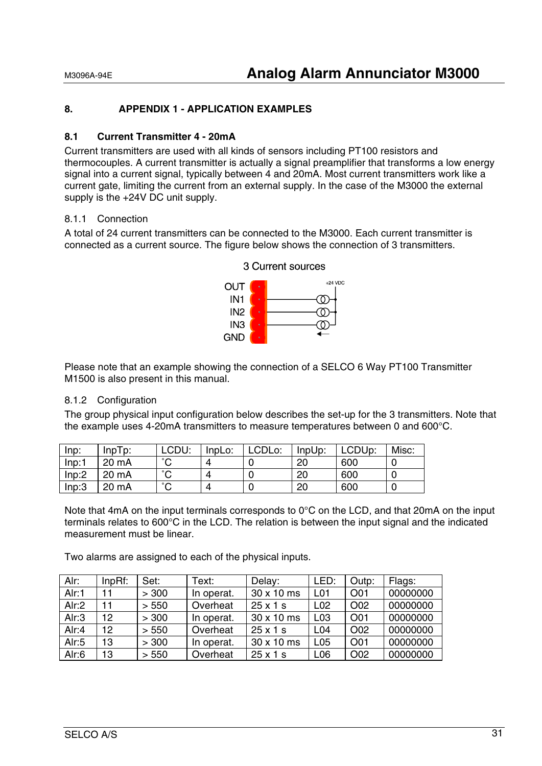## 8. APPENDIX 1 - APPLICATION EXAMPLES

### 8.1 Current Transmitter 4 - 20mA

Current transmitters are used with all kinds of sensors including PT100 resistors and thermocouples. A current transmitter is actually a signal preamplifier that transforms a low energy signal into a current signal, typically between 4 and 20mA. Most current transmitters work like a current gate, limiting the current from an external supply. In the case of the M3000 the external supply is the +24V DC unit supply.

#### 8.1.1 Connection

A total of 24 current transmitters can be connected to the M3000. Each current transmitter is connected as a current source. The figure below shows the connection of 3 transmitters.

3 Current sources

OUT
IN1
IN2
IN3
GND

+24 VDC

Please note that an example showing the connection of a SELCO 6 Way PT100 Transmitter M1500 is also present in this manual.

#### 8.1.2 Configuration

The group physical input configuration below describes the set-up for the 3 transmitters. Note that the example uses 4-20mA transmitters to measure temperatures between 0 and 600°C.

| Inp: | InpTp: | LCDU: | InpLo: | LCDLo: | InpUp: | LCDUp: | Misc: |
|---|---|---|---|---|---|---|---|
| Inp:1 | 20 mA | ˚C | 4 | 0 | 20 | 600 | 0 |
| Inp:2 | 20 mA | ˚C | 4 | 0 | 20 | 600 | 0 |
| Inp:3 | 20 mA | ˚C | 4 | 0 | 20 | 600 | 0 |

Note that 4mA on the input terminals corresponds to 0°C on the LCD, and that 20mA on the input terminals relates to 600°C in the LCD. The relation is between the input signal and the indicated measurement must be linear.

Two alarms are assigned to each of the physical inputs.

| Alr: | InpRf: | Set: | Text: | Delay: | LED: | Outp: | Flags: |
|---|---|---|---|---|---|---|---|
| Alr:1 | 11 | > 300 | In operat. | 30 x 10 ms | L01 | O01 | 00000000 |
| Alr:2 | 11 | > 550 | Overheat | 25 x 1 s | L02 | O02 | 00000000 |
| Alr:3 | 12 | > 300 | In operat. | 30 x 10 ms | L03 | O01 | 00000000 |
| Alr:4 | 12 | > 550 | Overheat | 25 x 1 s | L04 | O02 | 00000000 |
| Alr:5 | 13 | > 300 | In operat. | 30 x 10 ms | L05 | O01 | 00000000 |
| Alr:6 | 13 | > 550 | Overheat | 25 x 1 s | L06 | O02 | 00000000 |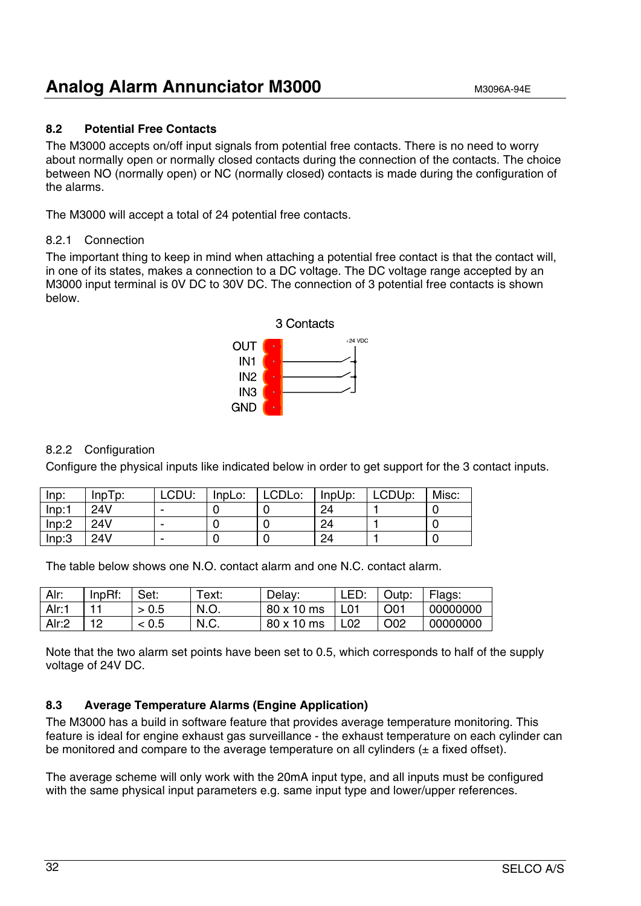## 8.2 Potential Free Contacts

The M3000 accepts on/off input signals from potential free contacts. There is no need to worry about normally open or normally closed contacts during the connection of the contacts. The choice between NO (normally open) or NC (normally closed) contacts is made during the configuration of the alarms.

The M3000 will accept a total of 24 potential free contacts.

### 8.2.1 Connection

The important thing to keep in mind when attaching a potential free contact is that the contact will, in one of its states, makes a connection to a DC voltage. The DC voltage range accepted by an M3000 input terminal is 0V DC to 30V DC. The connection of 3 potential free contacts is shown below.

3 Contacts

OUT
IN1
IN2
IN3
GND

+24 VDC

### 8.2.2 Configuration

Configure the physical inputs like indicated below in order to get support for the 3 contact inputs.

| Inp: | InpTp: | LCDU: | InpLo: | LCDLo: | InpUp: | LCDUp: | Misc: |
|---|---|---|---|---|---|---|---|
| Inp:1 | 24V | - | 0 | 0 | 24 | 1 | 0 |
| Inp:2 | 24V | - | 0 | 0 | 24 | 1 | 0 |
| Inp:3 | 24V | - | 0 | 0 | 24 | 1 | 0 |

The table below shows one N.O. contact alarm and one N.C. contact alarm.

| Alr: | InpRf: | Set: | Text: | Delay: | LED: | Outp: | Flags: |
|---|---|---|---|---|---|---|---|
| Alr:1 | 11 | > 0.5 | N.O. | 80 x 10 ms | L01 | O01 | 00000000 |
| Alr:2 | 12 | < 0.5 | N.C. | 80 x 10 ms | L02 | O02 | 00000000 |

Note that the two alarm set points have been set to 0.5, which corresponds to half of the supply voltage of 24V DC.

## 8.3 Average Temperature Alarms (Engine Application)

The M3000 has a build in software feature that provides average temperature monitoring. This feature is ideal for engine exhaust gas surveillance - the exhaust temperature on each cylinder can be monitored and compare to the average temperature on all cylinders (± a fixed offset).

The average scheme will only work with the 20mA input type, and all inputs must be configured with the same physical input parameters e.g. same input type and lower/upper references.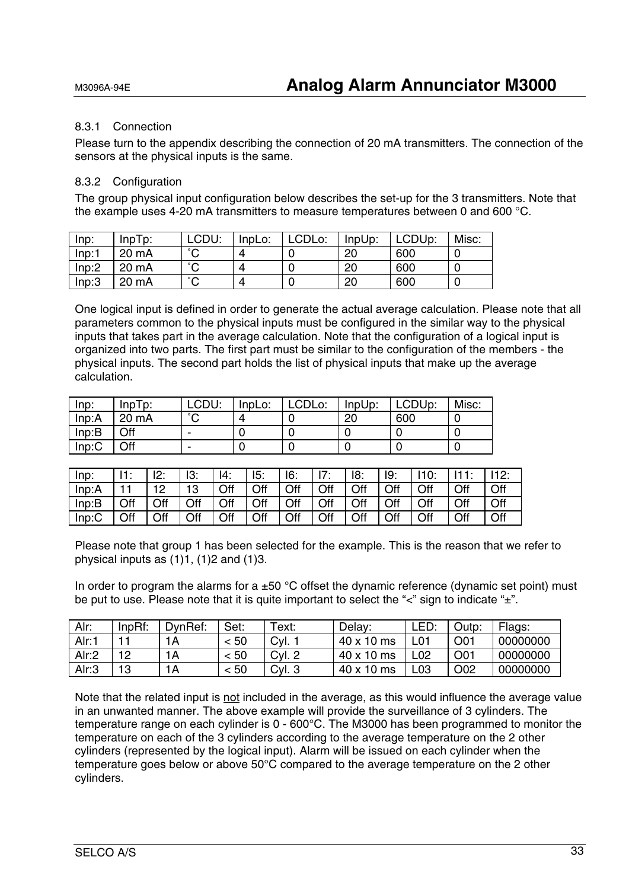### 8.3.1 Connection

Please turn to the appendix describing the connection of 20 mA transmitters. The connection of the sensors at the physical inputs is the same.

### 8.3.2 Configuration

The group physical input configuration below describes the set-up for the 3 transmitters. Note that the example uses 4-20 mA transmitters to measure temperatures between 0 and 600 °C.

| Inp: | InpTp: | LCDU: | InpLo: | LCDLo: | InpUp: | LCDUp: | Misc: |
|---|---|---|---|---|---|---|---|
| Inp:1 | 20 mA | ˚C | 4 | 0 | 20 | 600 | 0 |
| Inp:2 | 20 mA | ˚C | 4 | 0 | 20 | 600 | 0 |
| Inp:3 | 20 mA | ˚C | 4 | 0 | 20 | 600 | 0 |

One logical input is defined in order to generate the actual average calculation. Please note that all parameters common to the physical inputs must be configured in the similar way to the physical inputs that takes part in the average calculation. Note that the configuration of a logical input is organized into two parts. The first part must be similar to the configuration of the members - the physical inputs. The second part holds the list of physical inputs that make up the average calculation.

| Inp: | InpTp: | LCDU: | InpLo: | LCDLo: | InpUp: | LCDUp: | Misc: |
|---|---|---|---|---|---|---|---|
| Inp:A | 20 mA | ˚C | 4 | 0 | 20 | 600 | 0 |
| Inp:B | Off | - | 0 | 0 | 0 | 0 | 0 |
| Inp:C | Off | - | 0 | 0 | 0 | 0 | 0 |

| Inp: | I1: | I2: | I3: | I4: | I5: | I6: | I7: | I8: | I9: | I10: | I11: | I12: |
|---|---|---|---|---|---|---|---|---|---|---|---|---|
| Inp:A | 11 | 12 | 13 | Off | Off | Off | Off | Off | Off | Off | Off | Off |
| Inp:B | Off | Off | Off | Off | Off | Off | Off | Off | Off | Off | Off | Off |
| Inp:C | Off | Off | Off | Off | Off | Off | Off | Off | Off | Off | Off | Off |

Please note that group 1 has been selected for the example. This is the reason that we refer to physical inputs as (1)1, (1)2 and (1)3.

In order to program the alarms for a ±50 °C offset the dynamic reference (dynamic set point) must be put to use. Please note that it is quite important to select the "<" sign to indicate "±".

| Alr: | InpRf: | DynRef: | Set: | Text: | Delay: | LED: | Outp: | Flags: |
|---|---|---|---|---|---|---|---|---|
| Alr:1 | 11 | 1A | < 50 | Cyl. 1 | 40 x 10 ms | L01 | O01 | 00000000 |
| Alr:2 | 12 | 1A | < 50 | Cyl. 2 | 40 x 10 ms | L02 | O01 | 00000000 |
| Alr:3 | 13 | 1A | < 50 | Cyl. 3 | 40 x 10 ms | L03 | O02 | 00000000 |

Note that the related input is not included in the average, as this would influence the average value in an unwanted manner. The above example will provide the surveillance of 3 cylinders. The temperature range on each cylinder is 0 - 600°C. The M3000 has been programmed to monitor the temperature on each of the 3 cylinders according to the average temperature on the 2 other cylinders (represented by the logical input). Alarm will be issued on each cylinder when the temperature goes below or above 50°C compared to the average temperature on the 2 other cylinders.